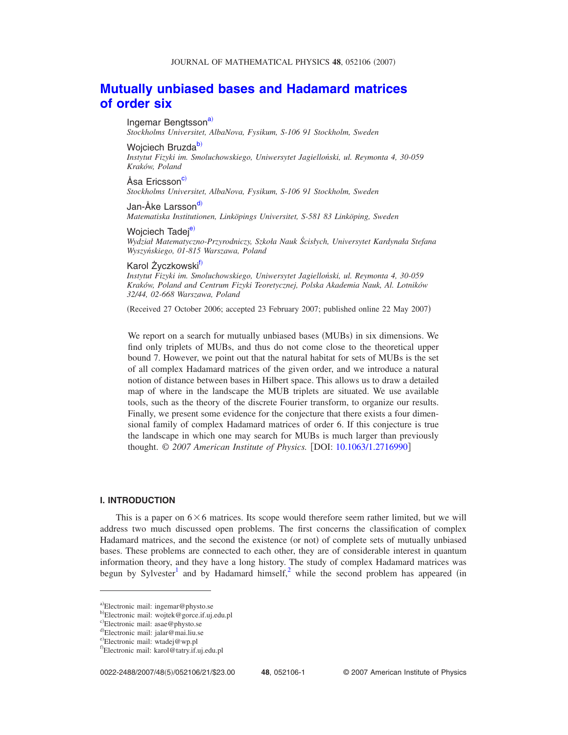# Mutually unbiased bases and Hadamard matrices of order six

Ingemar Bengtsson[a]
*Stockholms Universitet, AlbaNova, Fysikum, S-106 91 Stockholm, Sweden*

Wojciech Bruzda[b]
*Instytut Fizyki im. Smoluchowskiego, Uniwersytet Jagielloński, ul. Reymonta 4, 30-059 Kraków, Poland*

Åsa Ericsson[c]
*Stockholms Universitet, AlbaNova, Fysikum, S-106 91 Stockholm, Sweden*

Jan-Åke Larsson[d]
*Matematiska Institutionen, Linköpings Universitet, S-581 83 Linköping, Sweden*

Wojciech Tadej[e]
*Wydział Matematyczno-Przyrodniczy, Szkoła Nauk Ścisłych, Universytet Kardynała Stefana Wyszyńskiego, 01-815 Warszawa, Poland*

Karol Życzkowski[f]
*Instytut Fizyki im. Smoluchowskiego, Uniwersytet Jagielloński, ul. Reymonta 4, 30-059 Kraków, Poland and Centrum Fizyki Teoretycznej, Polska Akademia Nauk, Al. Lotników 32/44, 02-668 Warszawa, Poland*

(Received 27 October 2006; accepted 23 February 2007; published online 22 May 2007)

We report on a search for mutually unbiased bases (MUBs) in six dimensions. We find only triplets of MUBs, and thus do not come close to the theoretical upper bound 7. However, we point out that the natural habitat for sets of MUBs is the set of all complex Hadamard matrices of the given order, and we introduce a natural notion of distance between bases in Hilbert space. This allows us to draw a detailed map of where in the landscape the MUB triplets are situated. We use available tools, such as the theory of the discrete Fourier transform, to organize our results. Finally, we present some evidence for the conjecture that there exists a four dimensional family of complex Hadamard matrices of order 6. If this conjecture is true the landscape in which one may search for MUBs is much larger than previously thought. © *2007 American Institute of Physics.* [DOI: 10.1063/1.2716990]

## I. INTRODUCTION

This is a paper on $6\times 6$ matrices. Its scope would therefore seem rather limited, but we will address two much discussed open problems. The first concerns the classification of complex Hadamard matrices, and the second the existence (or not) of complete sets of mutually unbiased bases. These problems are connected to each other, they are of considerable interest in quantum information theory, and they have a long history. The study of complex Hadamard matrices was begun by Sylvester[1] and by Hadamard himself,[2] while the second problem has appeared (in

---

[a]Electronic mail: ingemar@physto.se
[b]Electronic mail: wojtek@gorce.if.uj.edu.pl
[c]Electronic mail: asae@physto.se
[d]Electronic mail: jalar@mai.liu.se
[e]Electronic mail: wtadej@wp.pl
[f]Electronic mail: karol@tatry.if.uj.edu.pl

0022-2488/2007/48(5)/052106/21/$23.00 © 2007 American Institute of Physics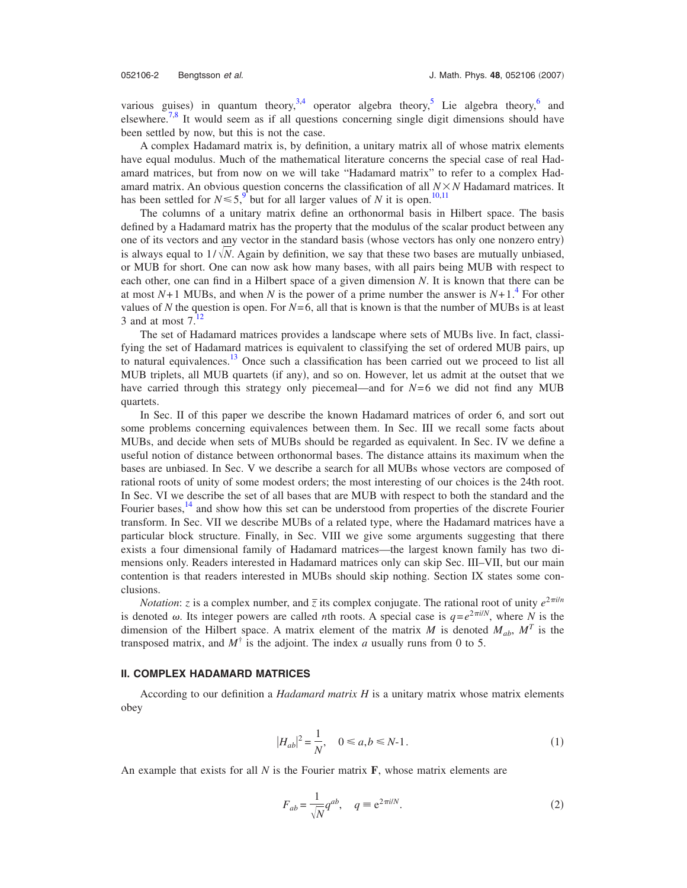various guises) in quantum theory,[3,4] operator algebra theory,[5] Lie algebra theory,[6] and elsewhere.[7,8] It would seem as if all questions concerning single digit dimensions should have been settled by now, but this is not the case.

A complex Hadamard matrix is, by definition, a unitary matrix all of whose matrix elements have equal modulus. Much of the mathematical literature concerns the special case of real Hadamard matrices, but from now on we will take "Hadamard matrix" to refer to a complex Hadamard matrix. An obvious question concerns the classification of all $N \times N$ Hadamard matrices. It has been settled for $N \leq 5$,[9] but for all larger values of $N$ it is open.[10,11]

The columns of a unitary matrix define an orthonormal basis in Hilbert space. The basis defined by a Hadamard matrix has the property that the modulus of the scalar product between any one of its vectors and any vector in the standard basis (whose vectors has only one nonzero entry) is always equal to $1/\sqrt{N}$. Again by definition, we say that these two bases are mutually unbiased, or MUB for short. One can now ask how many bases, with all pairs being MUB with respect to each other, one can find in a Hilbert space of a given dimension $N$. It is known that there can be at most $N+1$ MUBs, and when $N$ is the power of a prime number the answer is $N+1$.[4] For other values of $N$ the question is open. For $N=6$, all that is known is that the number of MUBs is at least 3 and at most 7.[12]

The set of Hadamard matrices provides a landscape where sets of MUBs live. In fact, classifying the set of Hadamard matrices is equivalent to classifying the set of ordered MUB pairs, up to natural equivalences.[13] Once such a classification has been carried out we proceed to list all MUB triplets, all MUB quartets (if any), and so on. However, let us admit at the outset that we have carried through this strategy only piecemeal—and for $N=6$ we did not find any MUB quartets.

In Sec. II of this paper we describe the known Hadamard matrices of order 6, and sort out some problems concerning equivalences between them. In Sec. III we recall some facts about MUBs, and decide when sets of MUBs should be regarded as equivalent. In Sec. IV we define a useful notion of distance between orthonormal bases. The distance attains its maximum when the bases are unbiased. In Sec. V we describe a search for all MUBs whose vectors are composed of rational roots of unity of some modest orders; the most interesting of our choices is the 24th root. In Sec. VI we describe the set of all bases that are MUB with respect to both the standard and the Fourier bases,[14] and show how this set can be understood from properties of the discrete Fourier transform. In Sec. VII we describe MUBs of a related type, where the Hadamard matrices have a particular block structure. Finally, in Sec. VIII we give some arguments suggesting that there exists a four dimensional family of Hadamard matrices—the largest known family has two dimensions only. Readers interested in Hadamard matrices only can skip Sec. III–VII, but our main contention is that readers interested in MUBs should skip nothing. Section IX states some conclusions.

*Notation*: $z$ is a complex number, and $\bar{z}$ its complex conjugate. The rational root of unity $e^{2\pi i/n}$ is denoted $\omega$. Its integer powers are called $n$th roots. A special case is $q=e^{2\pi i/N}$, where $N$ is the dimension of the Hilbert space. A matrix element of the matrix $M$ is denoted $M_{ab}$, $M^T$ is the transposed matrix, and $M^{\dagger}$ is the adjoint. The index $a$ usually runs from 0 to 5.

## II. COMPLEX HADAMARD MATRICES

According to our definition a *Hadamard matrix H* is a unitary matrix whose matrix elements obey

$$|H_{ab}|^2 = \frac{1}{N}, \quad 0 \leq a,b \leq N\text{-}1. \tag{1}$$

An example that exists for all $N$ is the Fourier matrix $\mathbf{F}$, whose matrix elements are

$$F_{ab} = \frac{1}{\sqrt{N}} q^{ab}, \quad q \equiv \mathrm{e}^{2\pi i/N}. \tag{2}$$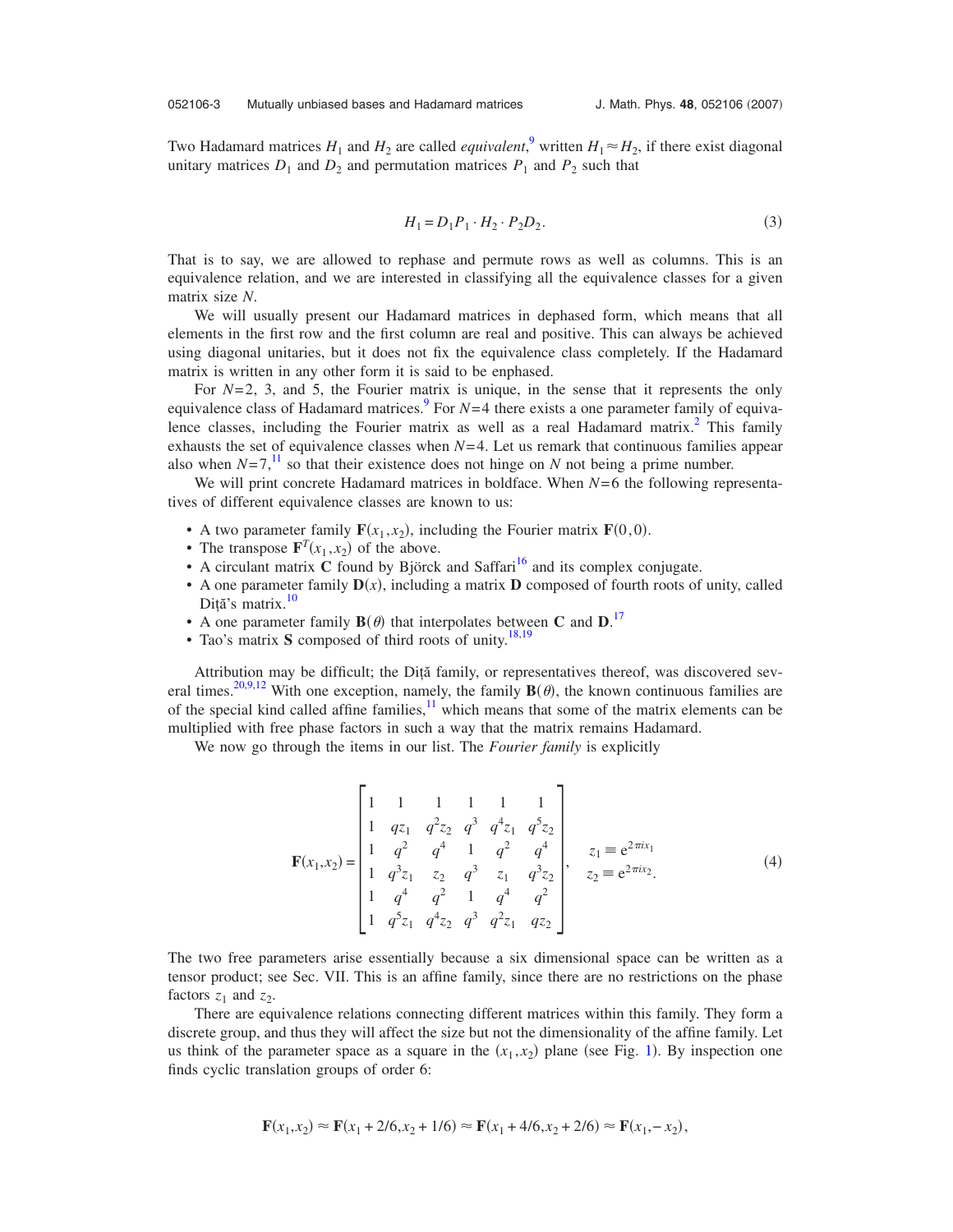Two Hadamard matrices $H_1$ and $H_2$ are called *equivalent*,[9] written $H_1 \approx H_2$, if there exist diagonal unitary matrices $D_1$ and $D_2$ and permutation matrices $P_1$ and $P_2$ such that

$$H_1 = D_1 P_1 \cdot H_2 \cdot P_2 D_2. \tag{3}$$

That is to say, we are allowed to rephase and permute rows as well as columns. This is an equivalence relation, and we are interested in classifying all the equivalence classes for a given matrix size $N$.

We will usually present our Hadamard matrices in dephased form, which means that all elements in the first row and the first column are real and positive. This can always be achieved using diagonal unitaries, but it does not fix the equivalence class completely. If the Hadamard matrix is written in any other form it is said to be enphased.

For $N=2$, 3, and 5, the Fourier matrix is unique, in the sense that it represents the only equivalence class of Hadamard matrices.[9] For $N=4$ there exists a one parameter family of equivalence classes, including the Fourier matrix as well as a real Hadamard matrix.[2] This family exhausts the set of equivalence classes when $N=4$. Let us remark that continuous families appear also when $N=7$,[11] so that their existence does not hinge on $N$ not being a prime number.

We will print concrete Hadamard matrices in boldface. When $N=6$ the following representatives of different equivalence classes are known to us:

- A two parameter family $\mathbf{F}(x_1,x_2)$, including the Fourier matrix $\mathbf{F}(0,0)$.
- The transpose $\mathbf{F}^T(x_1,x_2)$ of the above.
- A circulant matrix $\mathbf{C}$ found by Björck and Saffari[16] and its complex conjugate.
- A one parameter family $\mathbf{D}(x)$, including a matrix $\mathbf{D}$ composed of fourth roots of unity, called Diţă's matrix.[10]
- A one parameter family $\mathbf{B}(\theta)$ that interpolates between $\mathbf{C}$ and $\mathbf{D}$.[17]
- Tao's matrix $\mathbf{S}$ composed of third roots of unity.[18,19]

Attribution may be difficult; the Diţă family, or representatives thereof, was discovered several times.[20,9,12] With one exception, namely, the family $\mathbf{B}(\theta)$, the known continuous families are of the special kind called affine families,[11] which means that some of the matrix elements can be multiplied with free phase factors in such a way that the matrix remains Hadamard.

We now go through the items in our list. The *Fourier family* is explicitly

$$\mathbf{F}(x_1,x_2) = \begin{bmatrix} 1 & 1 & 1 & 1 & 1 & 1 \\ 1 & qz_1 & q^2 z_2 & q^3 & q^4 z_1 & q^5 z_2 \\ 1 & q^2 & q^4 & 1 & q^2 & q^4 \\ 1 & q^3 z_1 & z_2 & q^3 & z_1 & q^3 z_2 \\ 1 & q^4 & q^2 & 1 & q^4 & q^2 \\ 1 & q^5 z_1 & q^4 z_2 & q^3 & q^2 z_1 & q z_2 \end{bmatrix}, \quad \begin{array}{l} z_1 \equiv e^{2\pi i x_1} \\ z_2 \equiv e^{2\pi i x_2}. \end{array} \tag{4}$$

The two free parameters arise essentially because a six dimensional space can be written as a tensor product; see Sec. VII. This is an affine family, since there are no restrictions on the phase factors $z_1$ and $z_2$.

There are equivalence relations connecting different matrices within this family. They form a discrete group, and thus they will affect the size but not the dimensionality of the affine family. Let us think of the parameter space as a square in the $(x_1,x_2)$ plane (see Fig. 1). By inspection one finds cyclic translation groups of order 6:

$$\mathbf{F}(x_1,x_2) \approx \mathbf{F}(x_1+2/6, x_2+1/6) \approx \mathbf{F}(x_1+4/6, x_2+2/6) \approx \mathbf{F}(x_1,-x_2),$$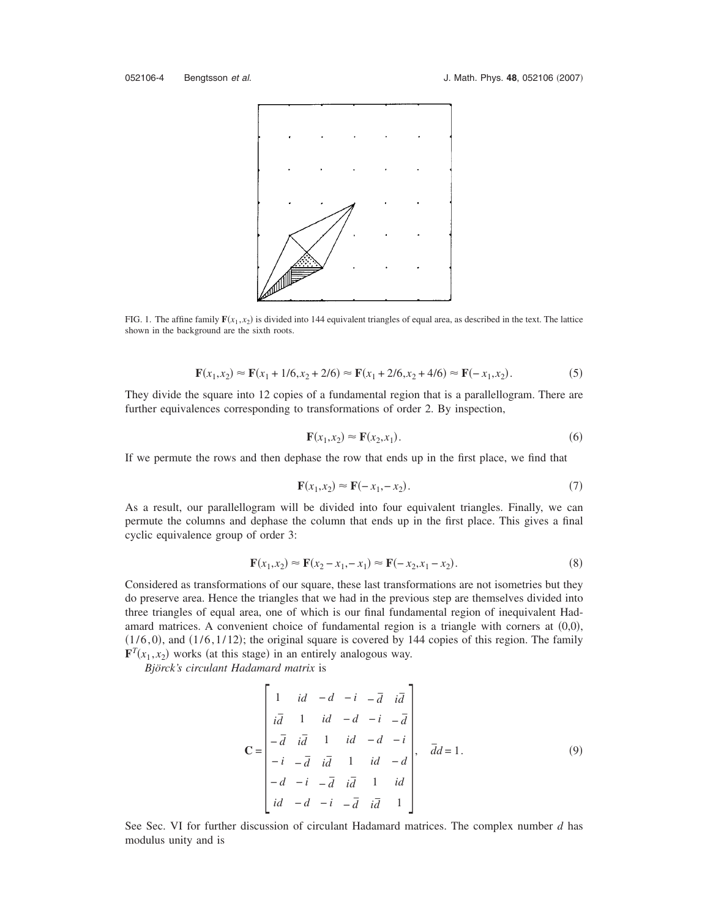FIG. 1. The affine family $\mathbf{F}(x_1,x_2)$ is divided into 144 equivalent triangles of equal area, as described in the text. The lattice shown in the background are the sixth roots.

$$\mathbf{F}(x_1,x_2) \approx \mathbf{F}(x_1+1/6,x_2+2/6) \approx \mathbf{F}(x_1+2/6,x_2+4/6) \approx \mathbf{F}(-x_1,x_2). \tag{5}$$

They divide the square into 12 copies of a fundamental region that is a parallellogram. There are further equivalences corresponding to transformations of order 2. By inspection,

$$\mathbf{F}(x_1,x_2) \approx \mathbf{F}(x_2,x_1). \tag{6}$$

If we permute the rows and then dephase the row that ends up in the first place, we find that

$$\mathbf{F}(x_1,x_2) \approx \mathbf{F}(-x_1,-x_2). \tag{7}$$

As a result, our parallellogram will be divided into four equivalent triangles. Finally, we can permute the columns and dephase the column that ends up in the first place. This gives a final cyclic equivalence group of order 3:

$$\mathbf{F}(x_1,x_2) \approx \mathbf{F}(x_2-x_1,-x_1) \approx \mathbf{F}(-x_2,x_1-x_2). \tag{8}$$

Considered as transformations of our square, these last transformations are not isometries but they do preserve area. Hence the triangles that we had in the previous step are themselves divided into three triangles of equal area, one of which is our final fundamental region of inequivalent Hadamard matrices. A convenient choice of fundamental region is a triangle with corners at (0,0), (1/6,0), and (1/6,1/12); the original square is covered by 144 copies of this region. The family $\mathbf{F}^T(x_1,x_2)$ works (at this stage) in an entirely analogous way.

*Björck's circulant Hadamard matrix* is

$$\mathbf{C} = \begin{bmatrix} 1 & id & -d & -i & -\bar{d} & i\bar{d} \\ i\bar{d} & 1 & id & -d & -i & -\bar{d} \\ -\bar{d} & i\bar{d} & 1 & id & -d & -i \\ -i & -\bar{d} & i\bar{d} & 1 & id & -d \\ -d & -i & -\bar{d} & i\bar{d} & 1 & id \\ id & -d & -i & -\bar{d} & i\bar{d} & 1 \end{bmatrix}, \quad \bar{d}d = 1. \tag{9}$$

See Sec. VI for further discussion of circulant Hadamard matrices. The complex number $d$ has modulus unity and is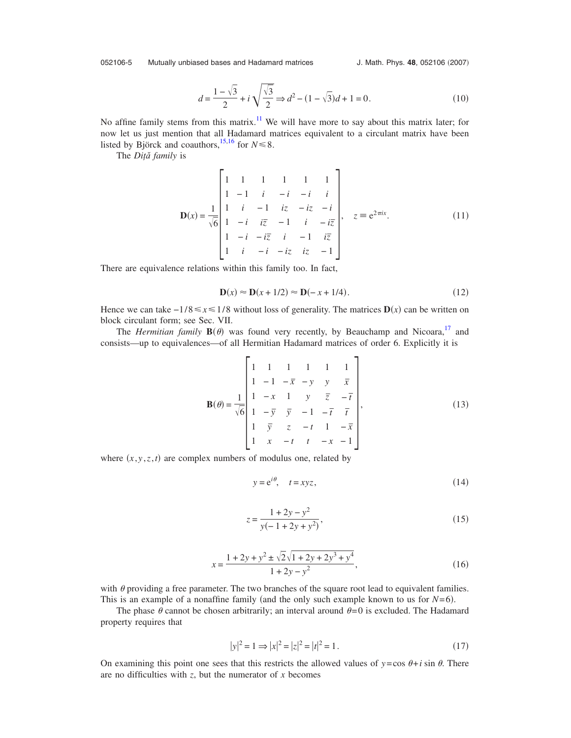$$d = \frac{1-\sqrt{3}}{2} + i\sqrt{\frac{\sqrt{3}}{2}} \Rightarrow d^2 - (1-\sqrt{3})d + 1 = 0. \tag{10}$$

No affine family stems from this matrix.[11] We will have more to say about this matrix later; for now let us just mention that all Hadamard matrices equivalent to a circulant matrix have been listed by Björck and coauthors,[15,16] for $N \leqslant 8$.

The *Diţă family* is

$$\mathbf{D}(x) = \frac{1}{\sqrt{6}} \begin{bmatrix} 1 & 1 & 1 & 1 & 1 & 1 \\ 1 & -1 & i & -i & -i & i \\ 1 & i & -1 & iz & -iz & -i \\ 1 & -i & i\bar{z} & -1 & i & -i\bar{z} \\ 1 & -i & -i\bar{z} & i & -1 & i\bar{z} \\ 1 & i & -i & -iz & iz & -1 \end{bmatrix}, \quad z \equiv \mathrm{e}^{2\pi i x}. \tag{11}$$

There are equivalence relations within this family too. In fact,

$$\mathbf{D}(x) \approx \mathbf{D}(x+1/2) \approx \mathbf{D}(-x+1/4). \tag{12}$$

Hence we can take $-1/8 \leqslant x \leqslant 1/8$ without loss of generality. The matrices $\mathbf{D}(x)$ can be written on block circulant form; see Sec. VII.

The *Hermitian family* $\mathbf{B}(\theta)$ was found very recently, by Beauchamp and Nicoara,[17] and consists—up to equivalences—of all Hermitian Hadamard matrices of order 6. Explicitly it is

$$\mathbf{B}(\theta) = \frac{1}{\sqrt{6}} \begin{bmatrix} 1 & 1 & 1 & 1 & 1 & 1 \\ 1 & -1 & -\bar{x} & -y & y & \bar{x} \\ 1 & -x & 1 & y & \bar{z} & -\bar{t} \\ 1 & -\bar{y} & \bar{y} & -1 & -\bar{t} & \bar{t} \\ 1 & \bar{y} & z & -t & 1 & -\bar{x} \\ 1 & x & -t & t & -x & -1 \end{bmatrix}, \tag{13}$$

where $(x,y,z,t)$ are complex numbers of modulus one, related by

$$y = \mathrm{e}^{i\theta}, \quad t = xyz, \tag{14}$$

$$z = \frac{1+2y-y^2}{y(-1+2y+y^2)}, \tag{15}$$

$$x = \frac{1+2y+y^2 \pm \sqrt{2}\sqrt{1+2y+2y^3+y^4}}{1+2y-y^2}, \tag{16}$$

with $\theta$ providing a free parameter. The two branches of the square root lead to equivalent families. This is an example of a nonaffine family (and the only such example known to us for $N=6$).

The phase $\theta$ cannot be chosen arbitrarily; an interval around $\theta=0$ is excluded. The Hadamard property requires that

$$|y|^2 = 1 \Rightarrow |x|^2 = |z|^2 = |t|^2 = 1. \tag{17}$$

On examining this point one sees that this restricts the allowed values of $y = \cos\theta + i\sin\theta$. There are no difficulties with $z$, but the numerator of $x$ becomes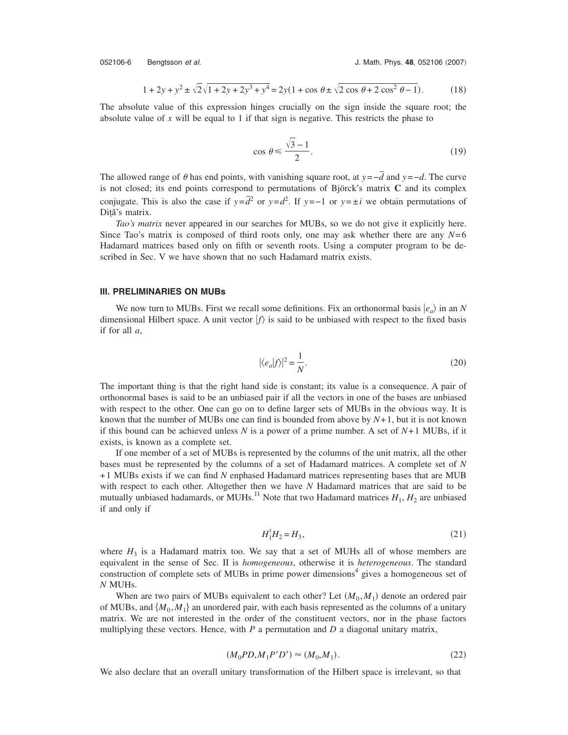$$1+2y+y^2 \pm \sqrt{2}\sqrt{1+2y+2y^3+y^4} = 2y(1+\cos\theta \pm \sqrt{2\cos\theta + 2\cos^2\theta - 1}). \tag{18}$$

The absolute value of this expression hinges crucially on the sign inside the square root; the absolute value of $x$ will be equal to 1 if that sign is negative. This restricts the phase to

$$\cos\theta \leq \frac{\sqrt{3}-1}{2}. \tag{19}$$

The allowed range of $\theta$ has end points, with vanishing square root, at $y=-\bar{d}$ and $y=-d$. The curve is not closed; its end points correspond to permutations of Björck's matrix $\mathbf{C}$ and its complex conjugate. This is also the case if $y=\bar{d}^2$ or $y=d^2$. If $y=-1$ or $y=\pm i$ we obtain permutations of Diţă's matrix.

*Tao's matrix* never appeared in our searches for MUBs, so we do not give it explicitly here. Since Tao's matrix is composed of third roots only, one may ask whether there are any $N=6$ Hadamard matrices based only on fifth or seventh roots. Using a computer program to be described in Sec. V we have shown that no such Hadamard matrix exists.

### III. PRELIMINARIES ON MUBs

We now turn to MUBs. First we recall some definitions. Fix an orthonormal basis $|e_a\rangle$ in an $N$ dimensional Hilbert space. A unit vector $|f\rangle$ is said to be unbiased with respect to the fixed basis if for all $a$,

$$|\langle e_a|f\rangle|^2 = \frac{1}{N}. \tag{20}$$

The important thing is that the right hand side is constant; its value is a consequence. A pair of orthonormal bases is said to be an unbiased pair if all the vectors in one of the bases are unbiased with respect to the other. One can go on to define larger sets of MUBs in the obvious way. It is known that the number of MUBs one can find is bounded from above by $N+1$, but it is not known if this bound can be achieved unless $N$ is a power of a prime number. A set of $N+1$ MUBs, if it exists, is known as a complete set.

If one member of a set of MUBs is represented by the columns of the unit matrix, all the other bases must be represented by the columns of a set of Hadamard matrices. A complete set of $N+1$ MUBs exists if we can find $N$ enphased Hadamard matrices representing bases that are MUB with respect to each other. Altogether then we have $N$ Hadamard matrices that are said to be mutually unbiased hadamards, or MUHs.[11] Note that two Hadamard matrices $H_1$, $H_2$ are unbiased if and only if

$$H_1^\dagger H_2 = H_3, \tag{21}$$

where $H_3$ is a Hadamard matrix too. We say that a set of MUHs all of whose members are equivalent in the sense of Sec. II is *homogeneous*, otherwise it is *heterogeneous*. The standard construction of complete sets of MUBs in prime power dimensions[4] gives a homogeneous set of $N$ MUHs.

When are two pairs of MUBs equivalent to each other? Let $(M_0, M_1)$ denote an ordered pair of MUBs, and $\{M_0, M_1\}$ an unordered pair, with each basis represented as the columns of a unitary matrix. We are not interested in the order of the constituent vectors, nor in the phase factors multiplying these vectors. Hence, with $P$ a permutation and $D$ a diagonal unitary matrix,

$$(M_0PD, M_1P'D') \approx (M_0, M_1). \tag{22}$$

We also declare that an overall unitary transformation of the Hilbert space is irrelevant, so that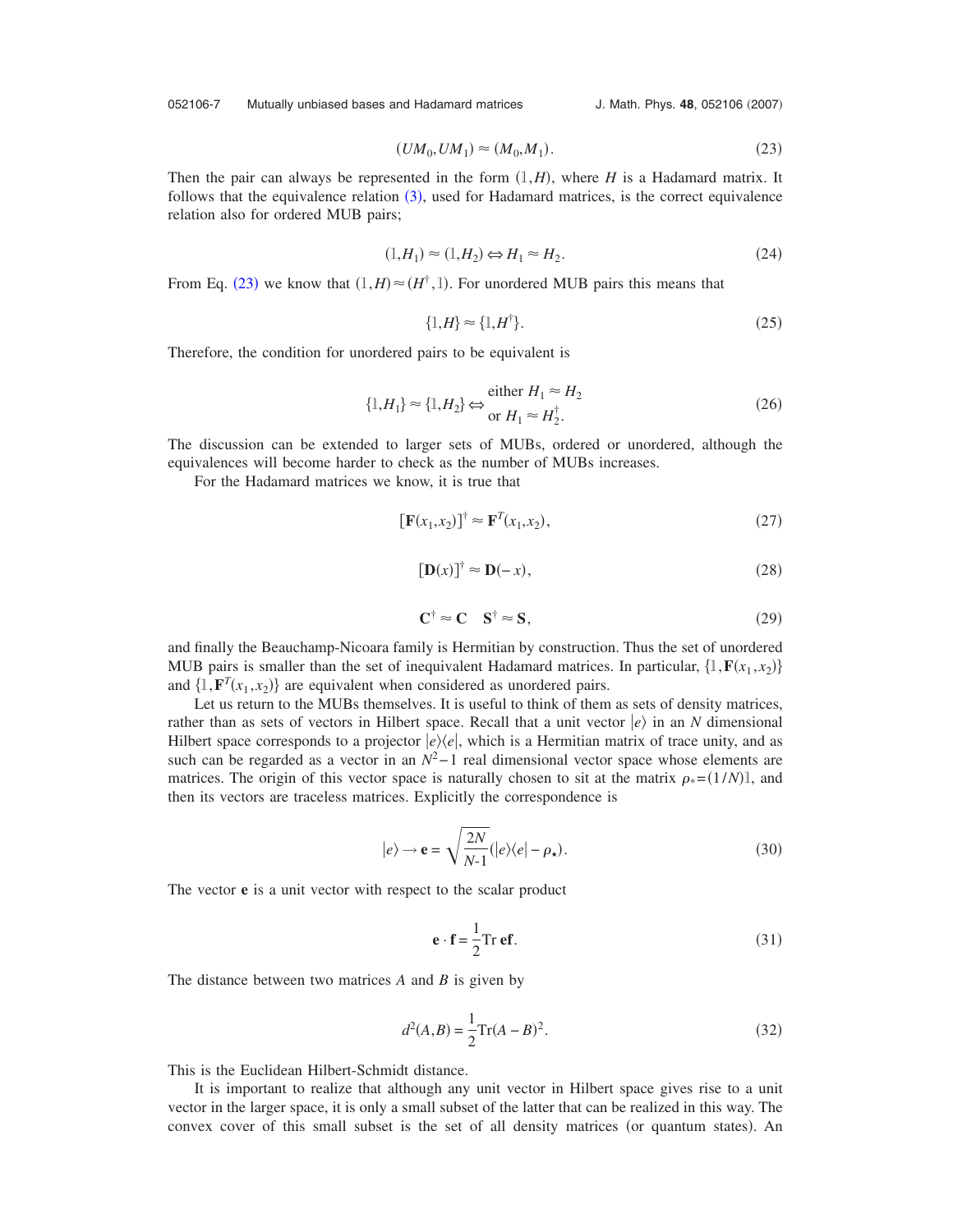$$(UM_0, UM_1) \approx (M_0, M_1). \tag{23}$$

Then the pair can always be represented in the form $(\mathbb{1}, H)$, where $H$ is a Hadamard matrix. It follows that the equivalence relation (3), used for Hadamard matrices, is the correct equivalence relation also for ordered MUB pairs;

$$(\mathbb{1}, H_1) \approx (\mathbb{1}, H_2) \Leftrightarrow H_1 \approx H_2. \tag{24}$$

From Eq. (23) we know that $(\mathbb{1}, H) \approx (H^\dagger, \mathbb{1})$. For unordered MUB pairs this means that

$$\{\mathbb{1}, H\} \approx \{\mathbb{1}, H^\dagger\}. \tag{25}$$

Therefore, the condition for unordered pairs to be equivalent is

$$\{\mathbb{1}, H_1\} \approx \{\mathbb{1}, H_2\} \Leftrightarrow \begin{array}{l} \text{either } H_1 \approx H_2 \\ \text{or } H_1 \approx H_2^\dagger. \end{array} \tag{26}$$

The discussion can be extended to larger sets of MUBs, ordered or unordered, although the equivalences will become harder to check as the number of MUBs increases.

For the Hadamard matrices we know, it is true that

$$[\mathbf{F}(x_1, x_2)]^\dagger \approx \mathbf{F}^T(x_1, x_2), \tag{27}$$

$$[\mathbf{D}(x)]^\dagger \approx \mathbf{D}(-x), \tag{28}$$

$$\mathbf{C}^\dagger \approx \mathbf{C} \quad \mathbf{S}^\dagger \approx \mathbf{S}, \tag{29}$$

and finally the Beauchamp-Nicoara family is Hermitian by construction. Thus the set of unordered MUB pairs is smaller than the set of inequivalent Hadamard matrices. In particular, $\{\mathbb{1}, \mathbf{F}(x_1, x_2)\}$ and $\{\mathbb{1}, \mathbf{F}^T(x_1, x_2)\}$ are equivalent when considered as unordered pairs.

Let us return to the MUBs themselves. It is useful to think of them as sets of density matrices, rather than as sets of vectors in Hilbert space. Recall that a unit vector $|e\rangle$ in an $N$ dimensional Hilbert space corresponds to a projector $|e\rangle\langle e|$, which is a Hermitian matrix of trace unity, and as such can be regarded as a vector in an $N^2-1$ real dimensional vector space whose elements are matrices. The origin of this vector space is naturally chosen to sit at the matrix $\rho_* = (1/N)\mathbb{1}$, and then its vectors are traceless matrices. Explicitly the correspondence is

$$|e\rangle \to \mathbf{e} = \sqrt{\frac{2N}{N\text{-}1}}(|e\rangle\langle e| - \rho_\star). \tag{30}$$

The vector $\mathbf{e}$ is a unit vector with respect to the scalar product

$$\mathbf{e} \cdot \mathbf{f} = \frac{1}{2}\mathrm{Tr}\, \mathbf{ef}. \tag{31}$$

The distance between two matrices $A$ and $B$ is given by

$$d^2(A, B) = \frac{1}{2}\mathrm{Tr}(A - B)^2. \tag{32}$$

This is the Euclidean Hilbert-Schmidt distance.

It is important to realize that although any unit vector in Hilbert space gives rise to a unit vector in the larger space, it is only a small subset of the latter that can be realized in this way. The convex cover of this small subset is the set of all density matrices (or quantum states). An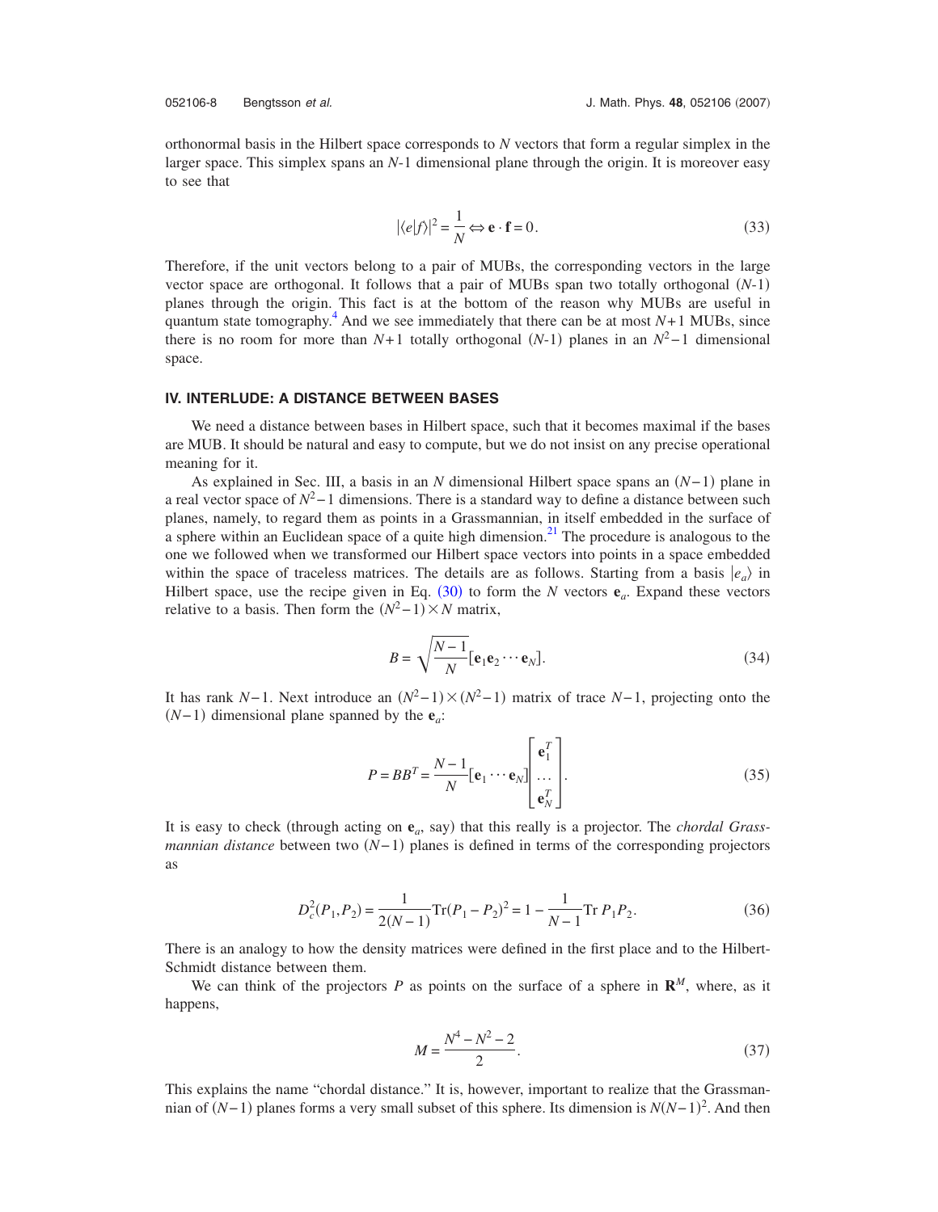orthonormal basis in the Hilbert space corresponds to $N$ vectors that form a regular simplex in the larger space. This simplex spans an $N$-1 dimensional plane through the origin. It is moreover easy to see that

$$|\langle e|f\rangle|^2 = \frac{1}{N} \Leftrightarrow \mathbf{e}\cdot\mathbf{f} = 0. \tag{33}$$

Therefore, if the unit vectors belong to a pair of MUBs, the corresponding vectors in the large vector space are orthogonal. It follows that a pair of MUBs span two totally orthogonal ($N$-1) planes through the origin. This fact is at the bottom of the reason why MUBs are useful in quantum state tomography.[4] And we see immediately that there can be at most $N+1$ MUBs, since there is no room for more than $N+1$ totally orthogonal ($N$-1) planes in an $N^2-1$ dimensional space.

## IV. INTERLUDE: A DISTANCE BETWEEN BASES

We need a distance between bases in Hilbert space, such that it becomes maximal if the bases are MUB. It should be natural and easy to compute, but we do not insist on any precise operational meaning for it.

As explained in Sec. III, a basis in an $N$ dimensional Hilbert space spans an $(N-1)$ plane in a real vector space of $N^2-1$ dimensions. There is a standard way to define a distance between such planes, namely, to regard them as points in a Grassmannian, in itself embedded in the surface of a sphere within an Euclidean space of a quite high dimension.[21] The procedure is analogous to the one we followed when we transformed our Hilbert space vectors into points in a space embedded within the space of traceless matrices. The details are as follows. Starting from a basis $|e_a\rangle$ in Hilbert space, use the recipe given in Eq. (30) to form the $N$ vectors $\mathbf{e}_a$. Expand these vectors relative to a basis. Then form the $(N^2-1)\times N$ matrix,

$$B = \sqrt{\frac{N-1}{N}}[\mathbf{e}_1\mathbf{e}_2\cdots\mathbf{e}_N]. \tag{34}$$

It has rank $N-1$. Next introduce an $(N^2-1)\times(N^2-1)$ matrix of trace $N-1$, projecting onto the $(N-1)$ dimensional plane spanned by the $\mathbf{e}_a$:

$$P = BB^T = \frac{N-1}{N}[\mathbf{e}_1\cdots\mathbf{e}_N]\begin{bmatrix}\mathbf{e}_1^T\\ \cdots \\ \mathbf{e}_N^T\end{bmatrix}. \tag{35}$$

It is easy to check (through acting on $\mathbf{e}_a$, say) that this really is a projector. The *chordal Grassmannian distance* between two $(N-1)$ planes is defined in terms of the corresponding projectors as

$$D_c^2(P_1,P_2) = \frac{1}{2(N-1)}\mathrm{Tr}(P_1-P_2)^2 = 1 - \frac{1}{N-1}\mathrm{Tr}\,P_1P_2. \tag{36}$$

There is an analogy to how the density matrices were defined in the first place and to the Hilbert-Schmidt distance between them.

We can think of the projectors $P$ as points on the surface of a sphere in $\mathbf{R}^M$, where, as it happens,

$$M = \frac{N^4-N^2-2}{2}. \tag{37}$$

This explains the name "chordal distance." It is, however, important to realize that the Grassmannian of $(N-1)$ planes forms a very small subset of this sphere. Its dimension is $N(N-1)^2$. And then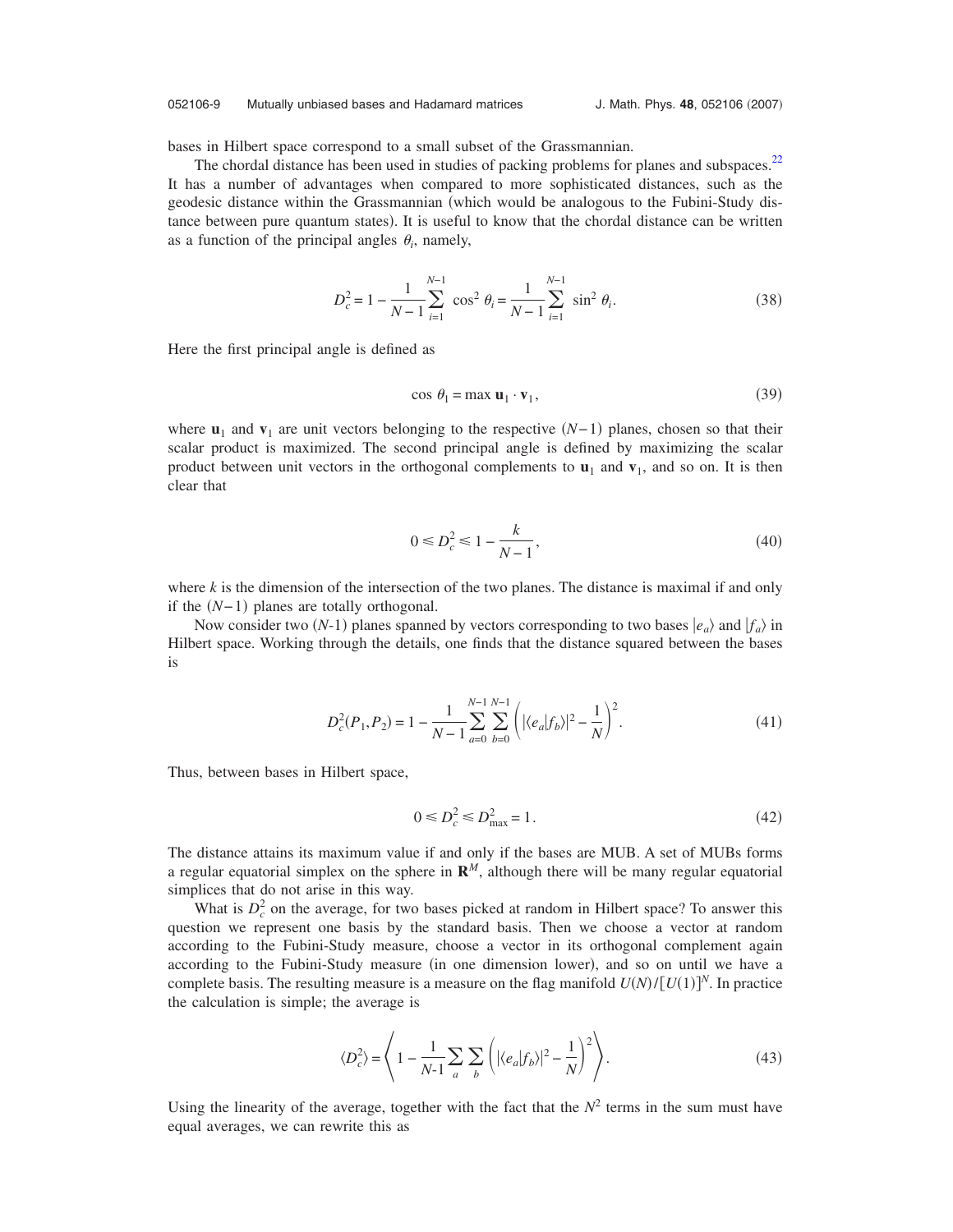bases in Hilbert space correspond to a small subset of the Grassmannian.

The chordal distance has been used in studies of packing problems for planes and subspaces.[22] It has a number of advantages when compared to more sophisticated distances, such as the geodesic distance within the Grassmannian (which would be analogous to the Fubini-Study distance between pure quantum states). It is useful to know that the chordal distance can be written as a function of the principal angles $\theta_i$, namely,

$$D_c^2 = 1 - \frac{1}{N-1}\sum_{i=1}^{N-1} \cos^2 \theta_i = \frac{1}{N-1}\sum_{i=1}^{N-1} \sin^2 \theta_i. \tag{38}$$

Here the first principal angle is defined as

$$\cos \theta_1 = \max \mathbf{u}_1 \cdot \mathbf{v}_1, \tag{39}$$

where $\mathbf{u}_1$ and $\mathbf{v}_1$ are unit vectors belonging to the respective $(N-1)$ planes, chosen so that their scalar product is maximized. The second principal angle is defined by maximizing the scalar product between unit vectors in the orthogonal complements to $\mathbf{u}_1$ and $\mathbf{v}_1$, and so on. It is then clear that

$$0 \leq D_c^2 \leq 1 - \frac{k}{N-1}, \tag{40}$$

where $k$ is the dimension of the intersection of the two planes. The distance is maximal if and only if the $(N-1)$ planes are totally orthogonal.

Now consider two $(N\text{-}1)$ planes spanned by vectors corresponding to two bases $|e_a\rangle$ and $|f_a\rangle$ in Hilbert space. Working through the details, one finds that the distance squared between the bases is

$$D_c^2(P_1,P_2) = 1 - \frac{1}{N-1}\sum_{a=0}^{N-1}\sum_{b=0}^{N-1}\left(|\langle e_a|f_b\rangle|^2 - \frac{1}{N}\right)^2. \tag{41}$$

Thus, between bases in Hilbert space,

$$0 \leq D_c^2 \leq D_{\max}^2 = 1. \tag{42}$$

The distance attains its maximum value if and only if the bases are MUB. A set of MUBs forms a regular equatorial simplex on the sphere in $\mathbf{R}^M$, although there will be many regular equatorial simplices that do not arise in this way.

What is $D_c^2$ on the average, for two bases picked at random in Hilbert space? To answer this question we represent one basis by the standard basis. Then we choose a vector at random according to the Fubini-Study measure, choose a vector in its orthogonal complement again according to the Fubini-Study measure (in one dimension lower), and so on until we have a complete basis. The resulting measure is a measure on the flag manifold $U(N)/[U(1)]^N$. In practice the calculation is simple; the average is

$$\langle D_c^2\rangle = \left\langle 1 - \frac{1}{N\text{-}1}\sum_a\sum_b\left(|\langle e_a|f_b\rangle|^2 - \frac{1}{N}\right)^2\right\rangle. \tag{43}$$

Using the linearity of the average, together with the fact that the $N^2$ terms in the sum must have equal averages, we can rewrite this as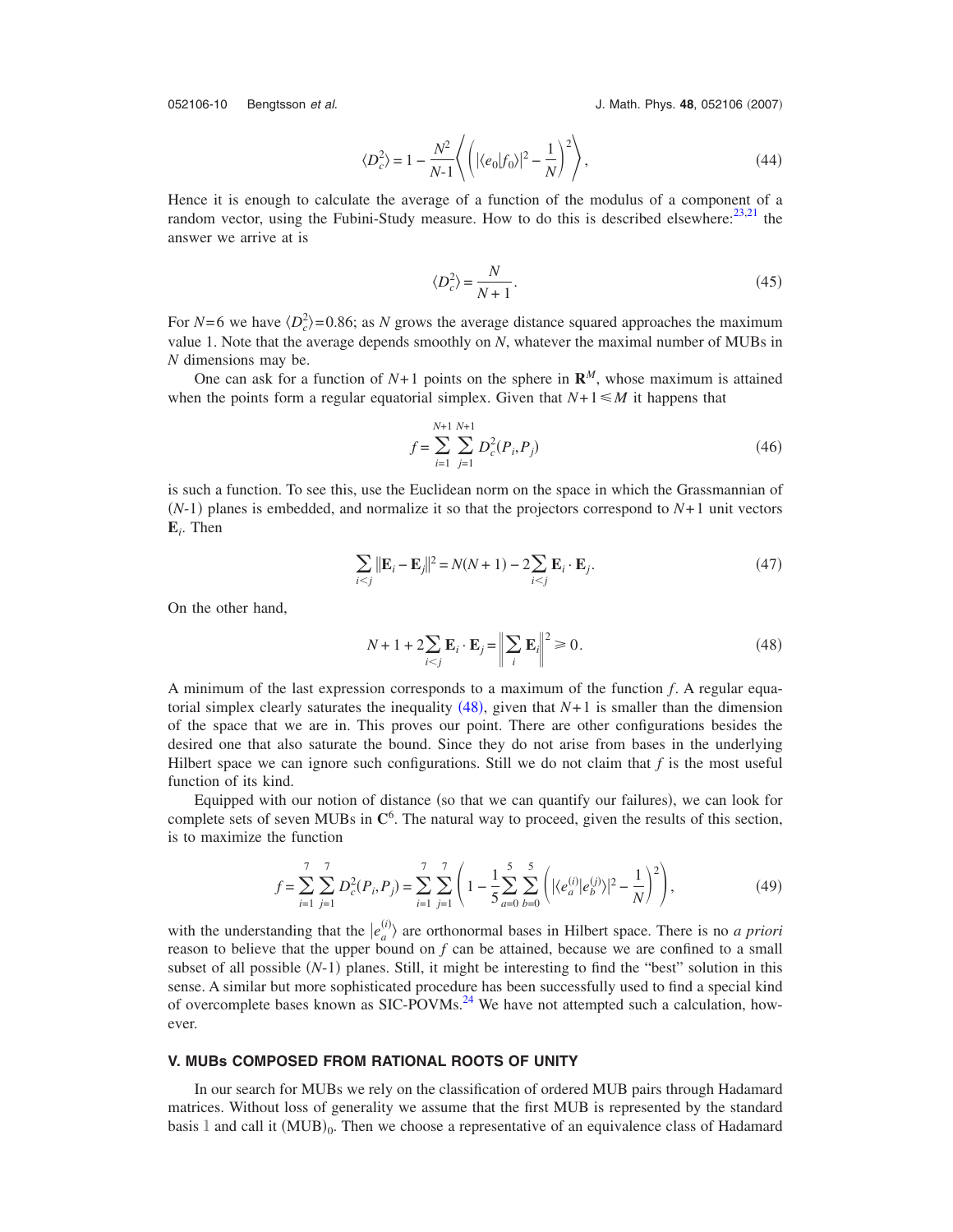$$\langle D_c^2 \rangle = 1 - \frac{N^2}{N\text{-}1} \left\langle \left( |\langle e_0 | f_0 \rangle|^2 - \frac{1}{N} \right)^2 \right\rangle, \tag{44}$$

Hence it is enough to calculate the average of a function of the modulus of a component of a random vector, using the Fubini-Study measure. How to do this is described elsewhere:[23,21] the answer we arrive at is

$$\langle D_c^2 \rangle = \frac{N}{N+1}. \tag{45}$$

For $N=6$ we have $\langle D_c^2 \rangle = 0.86$; as $N$ grows the average distance squared approaches the maximum value 1. Note that the average depends smoothly on $N$, whatever the maximal number of MUBs in $N$ dimensions may be.

One can ask for a function of $N+1$ points on the sphere in $\mathbf{R}^M$, whose maximum is attained when the points form a regular equatorial simplex. Given that $N+1 \leq M$ it happens that

$$f = \sum_{i=1}^{N+1} \sum_{j=1}^{N+1} D_c^2(P_i, P_j) \tag{46}$$

is such a function. To see this, use the Euclidean norm on the space in which the Grassmannian of $(N\text{-}1)$ planes is embedded, and normalize it so that the projectors correspond to $N+1$ unit vectors $\mathbf{E}_i$. Then

$$\sum_{i<j} \|\mathbf{E}_i - \mathbf{E}_j\|^2 = N(N+1) - 2\sum_{i<j} \mathbf{E}_i \cdot \mathbf{E}_j. \tag{47}$$

On the other hand,

$$N+1 + 2\sum_{i<j} \mathbf{E}_i \cdot \mathbf{E}_j = \left\| \sum_i \mathbf{E}_i \right\|^2 \geq 0. \tag{48}$$

A minimum of the last expression corresponds to a maximum of the function $f$. A regular equatorial simplex clearly saturates the inequality (48), given that $N+1$ is smaller than the dimension of the space that we are in. This proves our point. There are other configurations besides the desired one that also saturate the bound. Since they do not arise from bases in the underlying Hilbert space we can ignore such configurations. Still we do not claim that $f$ is the most useful function of its kind.

Equipped with our notion of distance (so that we can quantify our failures), we can look for complete sets of seven MUBs in $\mathbf{C}^6$. The natural way to proceed, given the results of this section, is to maximize the function

$$f = \sum_{i=1}^{7} \sum_{j=1}^{7} D_c^2(P_i, P_j) = \sum_{i=1}^{7} \sum_{j=1}^{7} \left( 1 - \frac{1}{5} \sum_{a=0}^{5} \sum_{b=0}^{5} \left( |\langle e_a^{(i)} | e_b^{(j)} \rangle|^2 - \frac{1}{N} \right)^2 \right), \tag{49}$$

with the understanding that the $|e_a^{(i)}\rangle$ are orthonormal bases in Hilbert space. There is no *a priori* reason to believe that the upper bound on $f$ can be attained, because we are confined to a small subset of all possible $(N\text{-}1)$ planes. Still, it might be interesting to find the "best" solution in this sense. A similar but more sophisticated procedure has been successfully used to find a special kind of overcomplete bases known as SIC-POVMs.[24] We have not attempted such a calculation, however.

## V. MUBs COMPOSED FROM RATIONAL ROOTS OF UNITY

In our search for MUBs we rely on the classification of ordered MUB pairs through Hadamard matrices. Without loss of generality we assume that the first MUB is represented by the standard basis $\mathbb{1}$ and call it $(\mathrm{MUB})_0$. Then we choose a representative of an equivalence class of Hadamard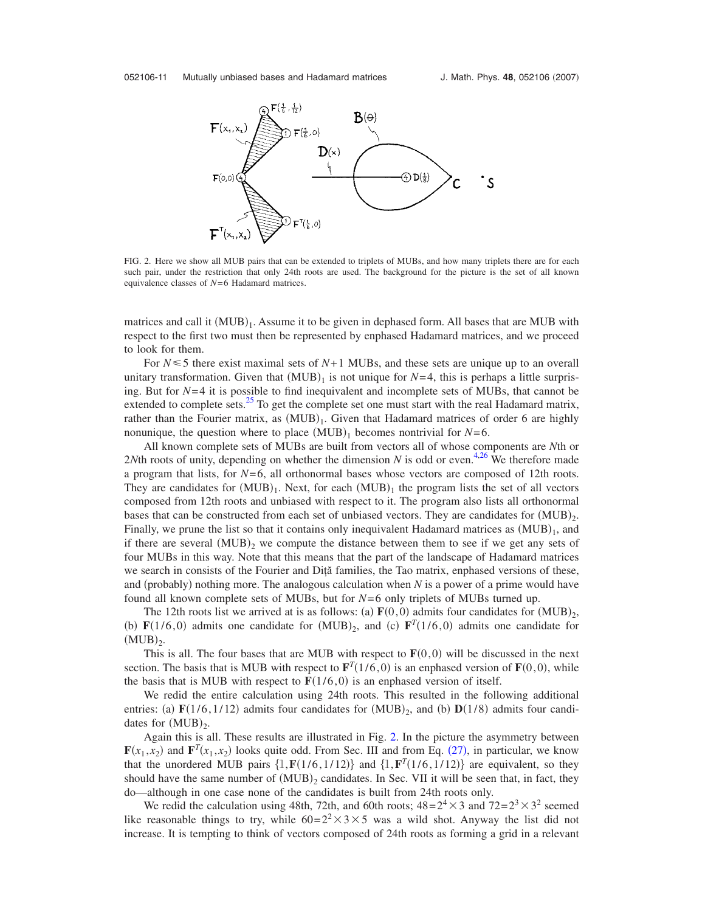FIG. 2. Here we show all MUB pairs that can be extended to triplets of MUBs, and how many triplets there are for each such pair, under the restriction that only 24th roots are used. The background for the picture is the set of all known equivalence classes of $N=6$ Hadamard matrices.

matrices and call it $(\mathrm{MUB})_1$. Assume it to be given in dephased form. All bases that are MUB with respect to the first two must then be represented by enphased Hadamard matrices, and we proceed to look for them.

For $N \leq 5$ there exist maximal sets of $N+1$ MUBs, and these sets are unique up to an overall unitary transformation. Given that $(\mathrm{MUB})_1$ is not unique for $N=4$, this is perhaps a little surprising. But for $N=4$ it is possible to find inequivalent and incomplete sets of MUBs, that cannot be extended to complete sets.[25] To get the complete set one must start with the real Hadamard matrix, rather than the Fourier matrix, as $(\mathrm{MUB})_1$. Given that Hadamard matrices of order 6 are highly nonunique, the question where to place $(\mathrm{MUB})_1$ becomes nontrivial for $N=6$.

All known complete sets of MUBs are built from vectors all of whose components are $N$th or $2N$th roots of unity, depending on whether the dimension $N$ is odd or even.[4,26] We therefore made a program that lists, for $N=6$, all orthonormal bases whose vectors are composed of 12th roots. They are candidates for $(\mathrm{MUB})_1$. Next, for each $(\mathrm{MUB})_1$ the program lists the set of all vectors composed from 12th roots and unbiased with respect to it. The program also lists all orthonormal bases that can be constructed from each set of unbiased vectors. They are candidates for $(\mathrm{MUB})_2$. Finally, we prune the list so that it contains only inequivalent Hadamard matrices as $(\mathrm{MUB})_1$, and if there are several $(\mathrm{MUB})_2$ we compute the distance between them to see if we get any sets of four MUBs in this way. Note that this means that the part of the landscape of Hadamard matrices we search in consists of the Fourier and Diţă families, the Tao matrix, enphased versions of these, and (probably) nothing more. The analogous calculation when $N$ is a power of a prime would have found all known complete sets of MUBs, but for $N=6$ only triplets of MUBs turned up.

The 12th roots list we arrived at is as follows: (a) $\mathbf{F}(0,0)$ admits four candidates for $(\mathrm{MUB})_2$, (b) $\mathbf{F}(1/6,0)$ admits one candidate for $(\mathrm{MUB})_2$, and (c) $\mathbf{F}^T(1/6,0)$ admits one candidate for $(\mathrm{MUB})_2$.

This is all. The four bases that are MUB with respect to $\mathbf{F}(0,0)$ will be discussed in the next section. The basis that is MUB with respect to $\mathbf{F}^T(1/6,0)$ is an enphased version of $\mathbf{F}(0,0)$, while the basis that is MUB with respect to $\mathbf{F}(1/6,0)$ is an enphased version of itself.

We redid the entire calculation using 24th roots. This resulted in the following additional entries: (a) $\mathbf{F}(1/6,1/12)$ admits four candidates for $(\mathrm{MUB})_2$, and (b) $\mathbf{D}(1/8)$ admits four candidates for $(\mathrm{MUB})_2$.

Again this is all. These results are illustrated in Fig. 2. In the picture the asymmetry between $\mathbf{F}(x_1,x_2)$ and $\mathbf{F}^T(x_1,x_2)$ looks quite odd. From Sec. III and from Eq. (27), in particular, we know that the unordered MUB pairs $\{\mathbb{1},\mathbf{F}(1/6,1/12)\}$ and $\{\mathbb{1},\mathbf{F}^T(1/6,1/12)\}$ are equivalent, so they should have the same number of $(\mathrm{MUB})_2$ candidates. In Sec. VII it will be seen that, in fact, they do—although in one case none of the candidates is built from 24th roots only.

We redid the calculation using 48th, 72th, and 60th roots; $48=2^4\times 3$ and $72=2^3\times 3^2$ seemed like reasonable things to try, while $60=2^2\times 3\times 5$ was a wild shot. Anyway the list did not increase. It is tempting to think of vectors composed of 24th roots as forming a grid in a relevant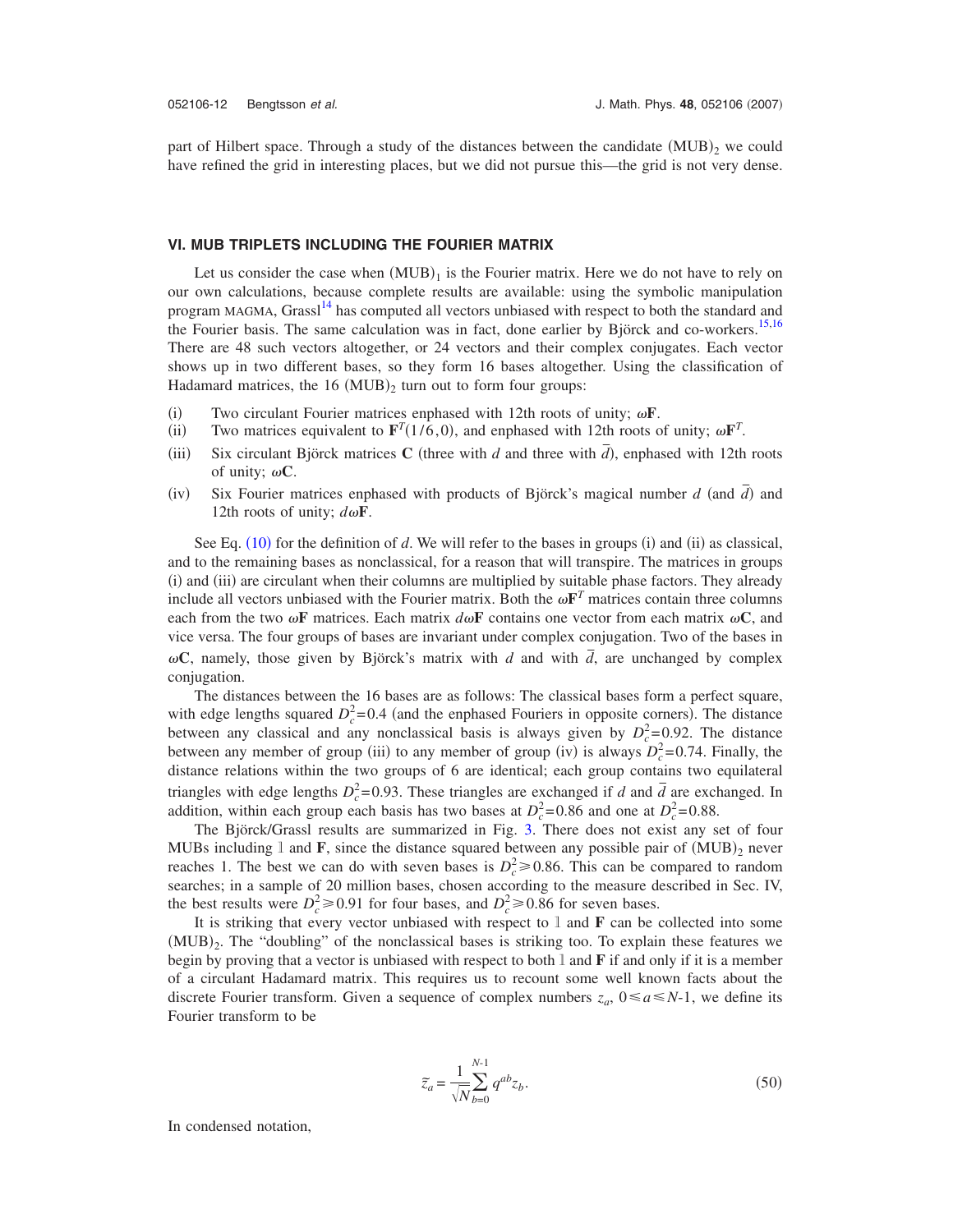part of Hilbert space. Through a study of the distances between the candidate $(\mathrm{MUB})_2$ we could have refined the grid in interesting places, but we did not pursue this—the grid is not very dense.

## VI. MUB TRIPLETS INCLUDING THE FOURIER MATRIX

Let us consider the case when $(\mathrm{MUB})_1$ is the Fourier matrix. Here we do not have to rely on our own calculations, because complete results are available: using the symbolic manipulation program MAGMA, Grassl[14] has computed all vectors unbiased with respect to both the standard and the Fourier basis. The same calculation was in fact, done earlier by Björck and co-workers.[15,16] There are 48 such vectors altogether, or 24 vectors and their complex conjugates. Each vector shows up in two different bases, so they form 16 bases altogether. Using the classification of Hadamard matrices, the 16 $(\mathrm{MUB})_2$ turn out to form four groups:

- (i) Two circulant Fourier matrices enphased with 12th roots of unity; $\boldsymbol{\omega}\mathbf{F}$.
- (ii) Two matrices equivalent to $\mathbf{F}^T(1/6,0)$, and enphased with 12th roots of unity; $\boldsymbol{\omega}\mathbf{F}^T$.
- (iii) Six circulant Björck matrices $\mathbf{C}$ (three with $d$ and three with $\bar{d}$), enphased with 12th roots of unity; $\boldsymbol{\omega}\mathbf{C}$.
- (iv) Six Fourier matrices enphased with products of Björck's magical number $d$ (and $\bar{d}$) and 12th roots of unity; $d\boldsymbol{\omega}\mathbf{F}$.

See Eq. (10) for the definition of $d$. We will refer to the bases in groups (i) and (ii) as classical, and to the remaining bases as nonclassical, for a reason that will transpire. The matrices in groups (i) and (iii) are circulant when their columns are multiplied by suitable phase factors. They already include all vectors unbiased with the Fourier matrix. Both the $\boldsymbol{\omega}\mathbf{F}^T$ matrices contain three columns each from the two $\boldsymbol{\omega}\mathbf{F}$ matrices. Each matrix $d\boldsymbol{\omega}\mathbf{F}$ contains one vector from each matrix $\boldsymbol{\omega}\mathbf{C}$, and vice versa. The four groups of bases are invariant under complex conjugation. Two of the bases in $\boldsymbol{\omega}\mathbf{C}$, namely, those given by Björck's matrix with $d$ and with $\bar{d}$, are unchanged by complex conjugation.

The distances between the 16 bases are as follows: The classical bases form a perfect square, with edge lengths squared $D_c^2=0.4$ (and the enphased Fouriers in opposite corners). The distance between any classical and any nonclassical basis is always given by $D_c^2=0.92$. The distance between any member of group (iii) to any member of group (iv) is always $D_c^2=0.74$. Finally, the distance relations within the two groups of 6 are identical; each group contains two equilateral triangles with edge lengths $D_c^2=0.93$. These triangles are exchanged if $d$ and $\bar{d}$ are exchanged. In addition, within each group each basis has two bases at $D_c^2=0.86$ and one at $D_c^2=0.88$.

The Björck/Grassl results are summarized in Fig. 3. There does not exist any set of four MUBs including $\mathbb{1}$ and $\mathbf{F}$, since the distance squared between any possible pair of $(\mathrm{MUB})_2$ never reaches 1. The best we can do with seven bases is $D_c^2 \geq 0.86$. This can be compared to random searches; in a sample of 20 million bases, chosen according to the measure described in Sec. IV, the best results were $D_c^2 \geq 0.91$ for four bases, and $D_c^2 \geq 0.86$ for seven bases.

It is striking that every vector unbiased with respect to $\mathbb{1}$ and $\mathbf{F}$ can be collected into some $(\mathrm{MUB})_2$. The "doubling" of the nonclassical bases is striking too. To explain these features we begin by proving that a vector is unbiased with respect to both $\mathbb{1}$ and $\mathbf{F}$ if and only if it is a member of a circulant Hadamard matrix. This requires us to recount some well known facts about the discrete Fourier transform. Given a sequence of complex numbers $z_a$, $0 \leq a \leq N\text{-}1$, we define its Fourier transform to be

$$\tilde{z}_a = \frac{1}{\sqrt{N}} \sum_{b=0}^{N-1} q^{ab} z_b. \tag{50}$$

In condensed notation,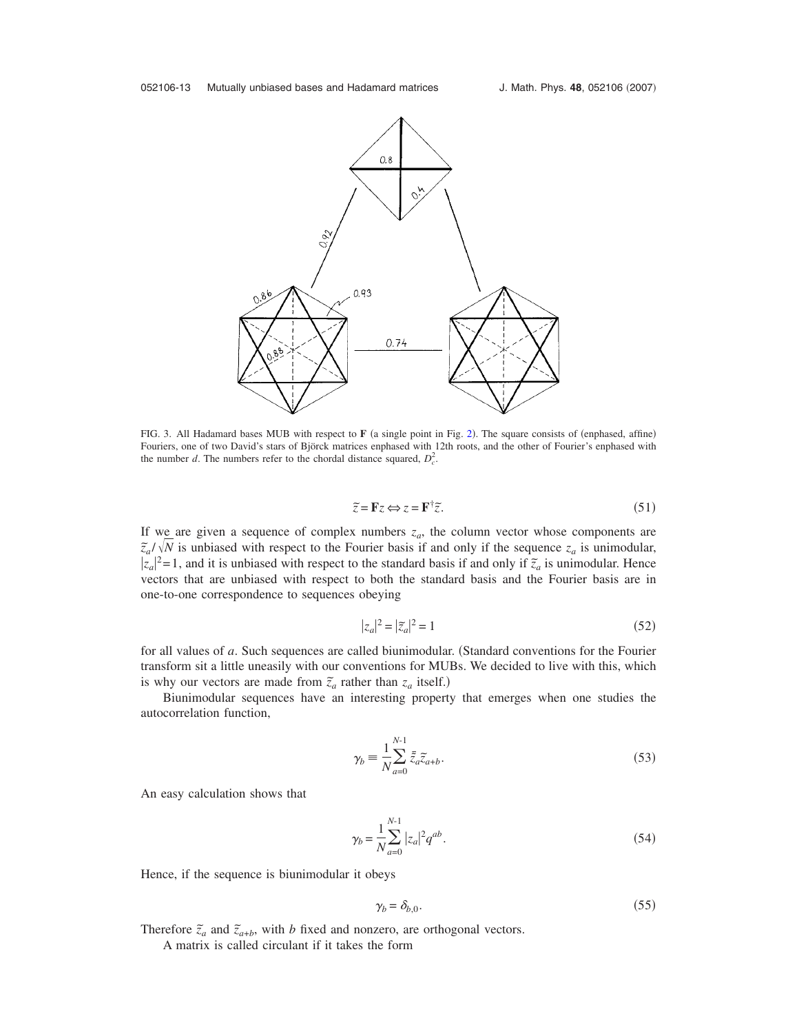FIG. 3. All Hadamard bases MUB with respect to **F** (a single point in Fig. 2). The square consists of (enphased, affine) Fouriers, one of two David's stars of Björck matrices enphased with 12th roots, and the other of Fourier's enphased with the number $d$. The numbers refer to the chordal distance squared, $D_c^2$.

$$\tilde{z} = \mathbf{F}z \Leftrightarrow z = \mathbf{F}^{\dagger}\tilde{z}. \tag{51}$$

If we are given a sequence of complex numbers $z_a$, the column vector whose components are $\tilde{z}_a/\sqrt{N}$ is unbiased with respect to the Fourier basis if and only if the sequence $z_a$ is unimodular, $|z_a|^2=1$, and it is unbiased with respect to the standard basis if and only if $\tilde{z}_a$ is unimodular. Hence vectors that are unbiased with respect to both the standard basis and the Fourier basis are in one-to-one correspondence to sequences obeying

$$|z_a|^2 = |\tilde{z}_a|^2 = 1 \tag{52}$$

for all values of $a$. Such sequences are called biunimodular. (Standard conventions for the Fourier transform sit a little uneasily with our conventions for MUBs. We decided to live with this, which is why our vectors are made from $\tilde{z}_a$ rather than $z_a$ itself.)

Biunimodular sequences have an interesting property that emerges when one studies the autocorrelation function,

$$\gamma_b \equiv \frac{1}{N}\sum_{a=0}^{N-1} \bar{\tilde{z}}_a \tilde{z}_{a+b}. \tag{53}$$

An easy calculation shows that

$$\gamma_b = \frac{1}{N}\sum_{a=0}^{N-1} |z_a|^2 q^{ab}. \tag{54}$$

Hence, if the sequence is biunimodular it obeys

$$\gamma_b = \delta_{b,0}. \tag{55}$$

Therefore $\tilde{z}_a$ and $\tilde{z}_{a+b}$, with $b$ fixed and nonzero, are orthogonal vectors.

A matrix is called circulant if it takes the form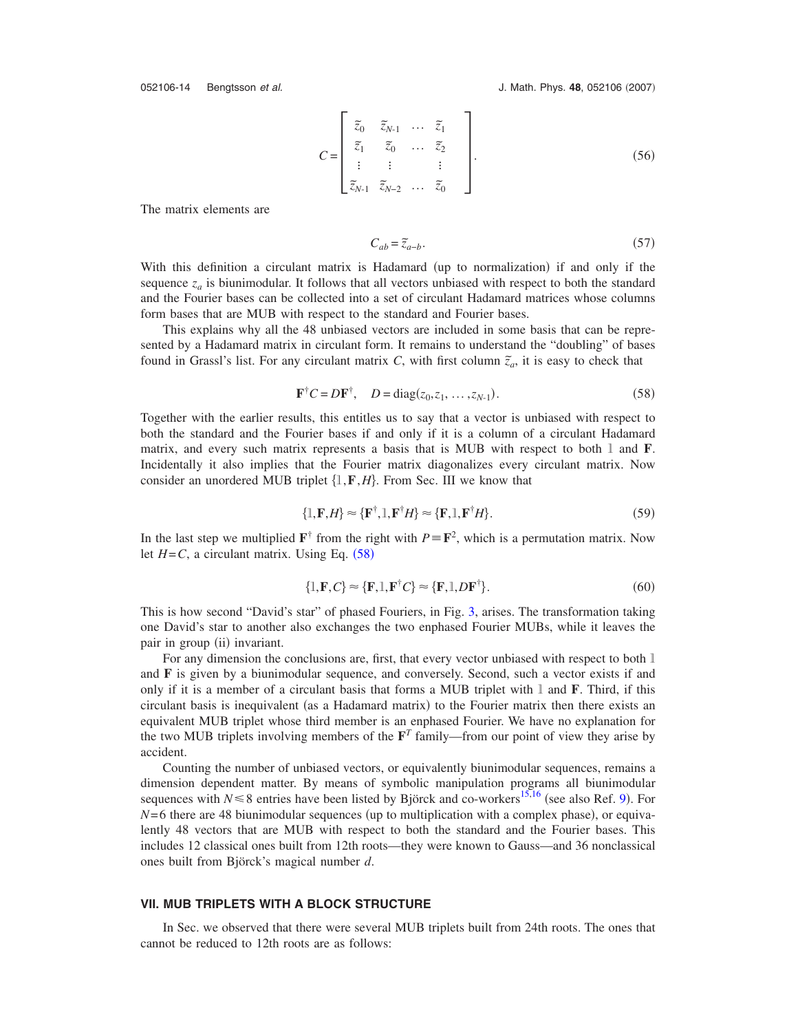$$C = \begin{bmatrix} \tilde{z}_0 & \tilde{z}_{N\text{-}1} & \dots & \tilde{z}_1 \\ \tilde{z}_1 & \tilde{z}_0 & \dots & \tilde{z}_2 \\ \vdots & \vdots & & \vdots \\ \tilde{z}_{N\text{-}1} & \tilde{z}_{N-2} & \dots & \tilde{z}_0 \end{bmatrix}. \tag{56}$$

The matrix elements are

$$C_{ab} = \tilde{z}_{a-b}. \tag{57}$$

With this definition a circulant matrix is Hadamard (up to normalization) if and only if the sequence $z_a$ is biunimodular. It follows that all vectors unbiased with respect to both the standard and the Fourier bases can be collected into a set of circulant Hadamard matrices whose columns form bases that are MUB with respect to the standard and Fourier bases.

This explains why all the 48 unbiased vectors are included in some basis that can be represented by a Hadamard matrix in circulant form. It remains to understand the "doubling" of bases found in Grassl's list. For any circulant matrix $C$, with first column $\tilde{z}_a$, it is easy to check that

$$\mathbf{F}^{\dagger} C = D \mathbf{F}^{\dagger}, \quad D = \text{diag}(z_0, z_1, \ldots, z_{N\text{-}1}). \tag{58}$$

Together with the earlier results, this entitles us to say that a vector is unbiased with respect to both the standard and the Fourier bases if and only if it is a column of a circulant Hadamard matrix, and every such matrix represents a basis that is MUB with respect to both $\mathbb{1}$ and $\mathbf{F}$. Incidentally it also implies that the Fourier matrix diagonalizes every circulant matrix. Now consider an unordered MUB triplet $\{\mathbb{1}, \mathbf{F}, H\}$. From Sec. III we know that

$$\{\mathbb{1}, \mathbf{F}, H\} \approx \{\mathbf{F}^{\dagger}, \mathbb{1}, \mathbf{F}^{\dagger} H\} \approx \{\mathbf{F}, \mathbb{1}, \mathbf{F}^{\dagger} H\}. \tag{59}$$

In the last step we multiplied $\mathbf{F}^{\dagger}$ from the right with $P \equiv \mathbf{F}^2$, which is a permutation matrix. Now let $H = C$, a circulant matrix. Using Eq. (58)

$$\{\mathbb{1}, \mathbf{F}, C\} \approx \{\mathbf{F}, \mathbb{1}, \mathbf{F}^{\dagger} C\} \approx \{\mathbf{F}, \mathbb{1}, D\mathbf{F}^{\dagger}\}. \tag{60}$$

This is how second "David's star" of phased Fouriers, in Fig. 3, arises. The transformation taking one David's star to another also exchanges the two enphased Fourier MUBs, while it leaves the pair in group (ii) invariant.

For any dimension the conclusions are, first, that every vector unbiased with respect to both $\mathbb{1}$ and $\mathbf{F}$ is given by a biunimodular sequence, and conversely. Second, such a vector exists if and only if it is a member of a circulant basis that forms a MUB triplet with $\mathbb{1}$ and $\mathbf{F}$. Third, if this circulant basis is inequivalent (as a Hadamard matrix) to the Fourier matrix then there exists an equivalent MUB triplet whose third member is an enphased Fourier. We have no explanation for the two MUB triplets involving members of the $\mathbf{F}^T$ family—from our point of view they arise by accident.

Counting the number of unbiased vectors, or equivalently biunimodular sequences, remains a dimension dependent matter. By means of symbolic manipulation programs all biunimodular sequences with $N \leq 8$ entries have been listed by Björck and co-workers[15,16] (see also Ref. 9). For $N=6$ there are 48 biunimodular sequences (up to multiplication with a complex phase), or equivalently 48 vectors that are MUB with respect to both the standard and the Fourier bases. This includes 12 classical ones built from 12th roots—they were known to Gauss—and 36 nonclassical ones built from Björck's magical number $d$.

## VII. MUB TRIPLETS WITH A BLOCK STRUCTURE

In Sec. we observed that there were several MUB triplets built from 24th roots. The ones that cannot be reduced to 12th roots are as follows: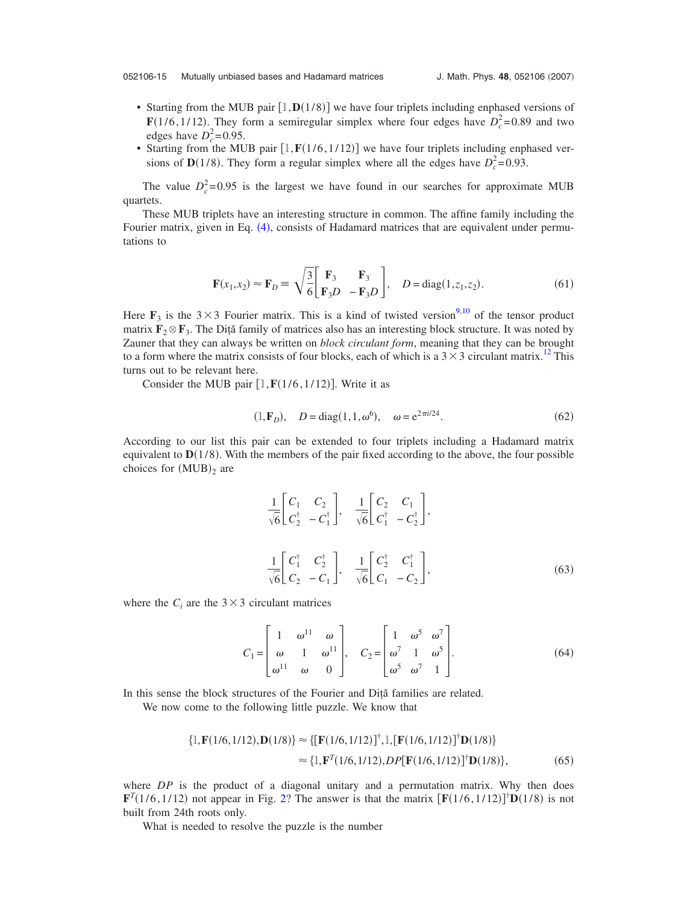- Starting from the MUB pair $[\mathbb{1}, \mathbf{D}(1/8)]$ we have four triplets including enphased versions of $\mathbf{F}(1/6,1/12)$. They form a semiregular simplex where four edges have $D_c^2=0.89$ and two edges have $D_c^2=0.95$.
- Starting from the MUB pair $[\mathbb{1}, \mathbf{F}(1/6,1/12)]$ we have four triplets including enphased versions of $\mathbf{D}(1/8)$. They form a regular simplex where all the edges have $D_c^2=0.93$.

The value $D_c^2=0.95$ is the largest we have found in our searches for approximate MUB quartets.

These MUB triplets have an interesting structure in common. The affine family including the Fourier matrix, given in Eq. (4), consists of Hadamard matrices that are equivalent under permutations to

$$\mathbf{F}(x_1,x_2) \approx \mathbf{F}_D \equiv \sqrt{\frac{3}{6}} \begin{bmatrix} \mathbf{F}_3 & \mathbf{F}_3 \\ \mathbf{F}_3 D & -\mathbf{F}_3 D \end{bmatrix}, \quad D = \mathrm{diag}(1,z_1,z_2). \tag{61}$$

Here $\mathbf{F}_3$ is the $3\times 3$ Fourier matrix. This is a kind of twisted version[9,10] of the tensor product matrix $\mathbf{F}_2 \otimes \mathbf{F}_3$. The Diţă family of matrices also has an interesting block structure. It was noted by Zauner that they can always be written on *block circulant form*, meaning that they can be brought to a form where the matrix consists of four blocks, each of which is a $3\times 3$ circulant matrix.[12] This turns out to be relevant here.

Consider the MUB pair $[\mathbb{1}, \mathbf{F}(1/6,1/12)]$. Write it as

$$(\mathbb{1}, \mathbf{F}_D), \quad D = \mathrm{diag}(1,1,\omega^6), \quad \omega = e^{2\pi i/24}. \tag{62}$$

According to our list this pair can be extended to four triplets including a Hadamard matrix equivalent to $\mathbf{D}(1/8)$. With the members of the pair fixed according to the above, the four possible choices for $(\mathrm{MUB})_2$ are

$$\frac{1}{\sqrt{6}} \begin{bmatrix} C_1 & C_2 \\ C_2^\dagger & -C_1^\dagger \end{bmatrix}, \quad \frac{1}{\sqrt{6}} \begin{bmatrix} C_2 & C_1 \\ C_1^\dagger & -C_2^\dagger \end{bmatrix},$$

$$\frac{1}{\sqrt{6}} \begin{bmatrix} C_1^\dagger & C_2^\dagger \\ C_2 & -C_1 \end{bmatrix}, \quad \frac{1}{\sqrt{6}} \begin{bmatrix} C_2^\dagger & C_1^\dagger \\ C_1 & -C_2 \end{bmatrix}, \tag{63}$$

where the $C_i$ are the $3\times 3$ circulant matrices

$$C_1 = \begin{bmatrix} 1 & \omega^{11} & \omega \\ \omega & 1 & \omega^{11} \\ \omega^{11} & \omega & 0 \end{bmatrix}, \quad C_2 = \begin{bmatrix} 1 & \omega^5 & \omega^7 \\ \omega^7 & 1 & \omega^5 \\ \omega^5 & \omega^7 & 1 \end{bmatrix}. \tag{64}$$

In this sense the block structures of the Fourier and Diţă families are related.

We now come to the following little puzzle. We know that

$$\begin{aligned} \{\mathbb{1}, \mathbf{F}(1/6,1/12), \mathbf{D}(1/8)\} &\approx \{[\mathbf{F}(1/6,1/12)]^\dagger, \mathbb{1}, [\mathbf{F}(1/6,1/12)]^\dagger \mathbf{D}(1/8)\} \\ &\approx \{\mathbb{1}, \mathbf{F}^T(1/6,1/12), DP[\mathbf{F}(1/6,1/12)]^\dagger \mathbf{D}(1/8)\}, \end{aligned} \tag{65}$$

where $DP$ is the product of a diagonal unitary and a permutation matrix. Why then does $\mathbf{F}^T(1/6,1/12)$ not appear in Fig. 2? The answer is that the matrix $[\mathbf{F}(1/6,1/12)]^\dagger \mathbf{D}(1/8)$ is not built from 24th roots only.

What is needed to resolve the puzzle is the number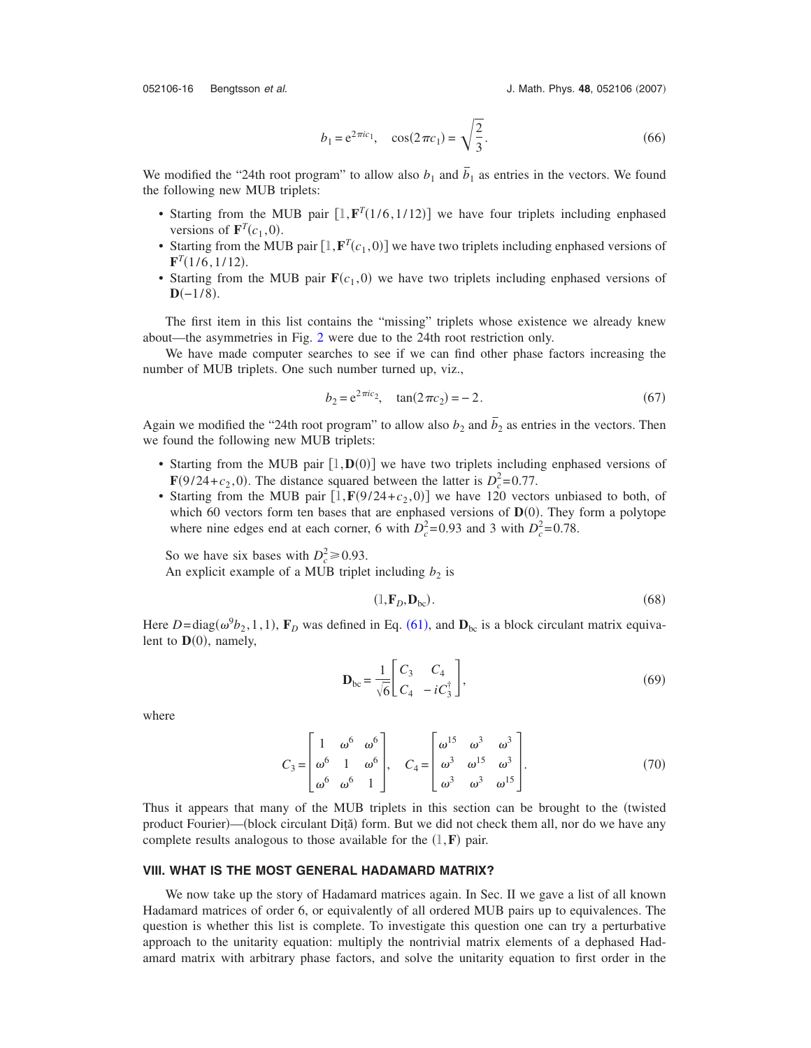$$b_1 = e^{2\pi i c_1}, \quad \cos(2\pi c_1) = \sqrt{\frac{2}{3}}. \tag{66}$$

We modified the "24th root program" to allow also $b_1$ and $\bar{b}_1$ as entries in the vectors. We found the following new MUB triplets:

- Starting from the MUB pair $[\mathbb{1}, \mathbf{F}^T(1/6, 1/12)]$ we have four triplets including enphased versions of $\mathbf{F}^T(c_1, 0)$.
- Starting from the MUB pair $[\mathbb{1}, \mathbf{F}^T(c_1, 0)]$ we have two triplets including enphased versions of $\mathbf{F}^T(1/6, 1/12)$.
- Starting from the MUB pair $\mathbf{F}(c_1, 0)$ we have two triplets including enphased versions of $\mathbf{D}(-1/8)$.

The first item in this list contains the "missing" triplets whose existence we already knew about—the asymmetries in Fig. 2 were due to the 24th root restriction only.

We have made computer searches to see if we can find other phase factors increasing the number of MUB triplets. One such number turned up, viz.,

$$b_2 = e^{2\pi i c_2}, \quad \tan(2\pi c_2) = -2. \tag{67}$$

Again we modified the "24th root program" to allow also $b_2$ and $\bar{b}_2$ as entries in the vectors. Then we found the following new MUB triplets:

- Starting from the MUB pair $[\mathbb{1}, \mathbf{D}(0)]$ we have two triplets including enphased versions of $\mathbf{F}(9/24 + c_2, 0)$. The distance squared between the latter is $D_c^2 = 0.77$.
- Starting from the MUB pair $[\mathbb{1}, \mathbf{F}(9/24 + c_2, 0)]$ we have 120 vectors unbiased to both, of which 60 vectors form ten bases that are enphased versions of $\mathbf{D}(0)$. They form a polytope where nine edges end at each corner, 6 with $D_c^2 = 0.93$ and 3 with $D_c^2 = 0.78$.

So we have six bases with $D_c^2 \geq 0.93$.

An explicit example of a MUB triplet including $b_2$ is

$$(\mathbb{1}, \mathbf{F}_D, \mathbf{D}_{\mathrm{bc}}). \tag{68}$$

Here $D = \mathrm{diag}(\omega^9 b_2, 1, 1)$, $\mathbf{F}_D$ was defined in Eq. (61), and $\mathbf{D}_{\mathrm{bc}}$ is a block circulant matrix equivalent to $\mathbf{D}(0)$, namely,

$$\mathbf{D}_{\mathrm{bc}} = \frac{1}{\sqrt{6}} \begin{bmatrix} C_3 & C_4 \\ C_4 & -iC_3^\dagger \end{bmatrix}, \tag{69}$$

where

$$C_3 = \begin{bmatrix} 1 & \omega^6 & \omega^6 \\ \omega^6 & 1 & \omega^6 \\ \omega^6 & \omega^6 & 1 \end{bmatrix}, \quad C_4 = \begin{bmatrix} \omega^{15} & \omega^3 & \omega^3 \\ \omega^3 & \omega^{15} & \omega^3 \\ \omega^3 & \omega^3 & \omega^{15} \end{bmatrix}. \tag{70}$$

Thus it appears that many of the MUB triplets in this section can be brought to the (twisted product Fourier)—(block circulant Diţă) form. But we did not check them all, nor do we have any complete results analogous to those available for the $(\mathbb{1}, \mathbf{F})$ pair.

## VIII. WHAT IS THE MOST GENERAL HADAMARD MATRIX?

We now take up the story of Hadamard matrices again. In Sec. II we gave a list of all known Hadamard matrices of order 6, or equivalently of all ordered MUB pairs up to equivalences. The question is whether this list is complete. To investigate this question one can try a perturbative approach to the unitarity equation: multiply the nontrivial matrix elements of a dephased Hadamard matrix with arbitrary phase factors, and solve the unitarity equation to first order in the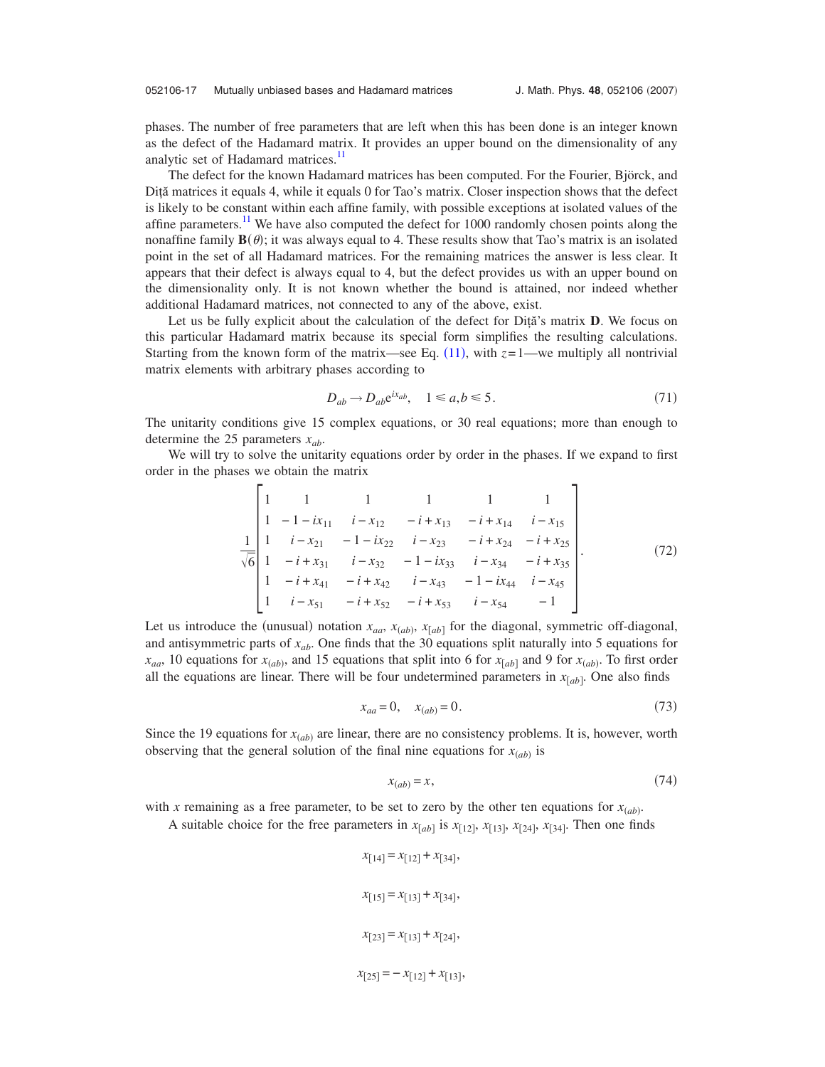phases. The number of free parameters that are left when this has been done is an integer known as the defect of the Hadamard matrix. It provides an upper bound on the dimensionality of any analytic set of Hadamard matrices.[11]

The defect for the known Hadamard matrices has been computed. For the Fourier, Björck, and Diţă matrices it equals 4, while it equals 0 for Tao's matrix. Closer inspection shows that the defect is likely to be constant within each affine family, with possible exceptions at isolated values of the affine parameters.[11] We have also computed the defect for 1000 randomly chosen points along the nonaffine family $\mathbf{B}(\theta)$; it was always equal to 4. These results show that Tao's matrix is an isolated point in the set of all Hadamard matrices. For the remaining matrices the answer is less clear. It appears that their defect is always equal to 4, but the defect provides us with an upper bound on the dimensionality only. It is not known whether the bound is attained, nor indeed whether additional Hadamard matrices, not connected to any of the above, exist.

Let us be fully explicit about the calculation of the defect for Diţă's matrix $\mathbf{D}$. We focus on this particular Hadamard matrix because its special form simplifies the resulting calculations. Starting from the known form of the matrix—see Eq. (11), with $z=1$—we multiply all nontrivial matrix elements with arbitrary phases according to

$$D_{ab} \to D_{ab}e^{ix_{ab}}, \quad 1 \leqslant a,b \leqslant 5. \tag{71}$$

The unitarity conditions give 15 complex equations, or 30 real equations; more than enough to determine the 25 parameters $x_{ab}$.

We will try to solve the unitarity equations order by order in the phases. If we expand to first order in the phases we obtain the matrix

$$\frac{1}{\sqrt{6}}\begin{bmatrix} 1 & 1 & 1 & 1 & 1 & 1 \\ 1 & -1-ix_{11} & i-x_{12} & -i+x_{13} & -i+x_{14} & i-x_{15} \\ 1 & i-x_{21} & -1-ix_{22} & i-x_{23} & -i+x_{24} & -i+x_{25} \\ 1 & -i+x_{31} & i-x_{32} & -1-ix_{33} & i-x_{34} & -i+x_{35} \\ 1 & -i+x_{41} & -i+x_{42} & i-x_{43} & -1-ix_{44} & i-x_{45} \\ 1 & i-x_{51} & -i+x_{52} & -i+x_{53} & i-x_{54} & -1 \end{bmatrix}. \tag{72}$$

Let us introduce the (unusual) notation $x_{aa}$, $x_{(ab)}$, $x_{[ab]}$ for the diagonal, symmetric off-diagonal, and antisymmetric parts of $x_{ab}$. One finds that the 30 equations split naturally into 5 equations for $x_{aa}$, 10 equations for $x_{(ab)}$, and 15 equations that split into 6 for $x_{[ab]}$ and 9 for $x_{(ab)}$. To first order all the equations are linear. There will be four undetermined parameters in $x_{[ab]}$. One also finds

$$x_{aa} = 0, \quad x_{(ab)} = 0. \tag{73}$$

Since the 19 equations for $x_{(ab)}$ are linear, there are no consistency problems. It is, however, worth observing that the general solution of the final nine equations for $x_{(ab)}$ is

$$x_{(ab)} = x, \tag{74}$$

with $x$ remaining as a free parameter, to be set to zero by the other ten equations for $x_{(ab)}$.

A suitable choice for the free parameters in $x_{[ab]}$ is $x_{[12]}$, $x_{[13]}$, $x_{[24]}$, $x_{[34]}$. Then one finds

$$x_{[14]} = x_{[12]} + x_{[34]},$$

$$x_{[15]} = x_{[13]} + x_{[34]},$$

$$x_{[23]} = x_{[13]} + x_{[24]},$$

$$x_{[25]} = -x_{[12]} + x_{[13]},$$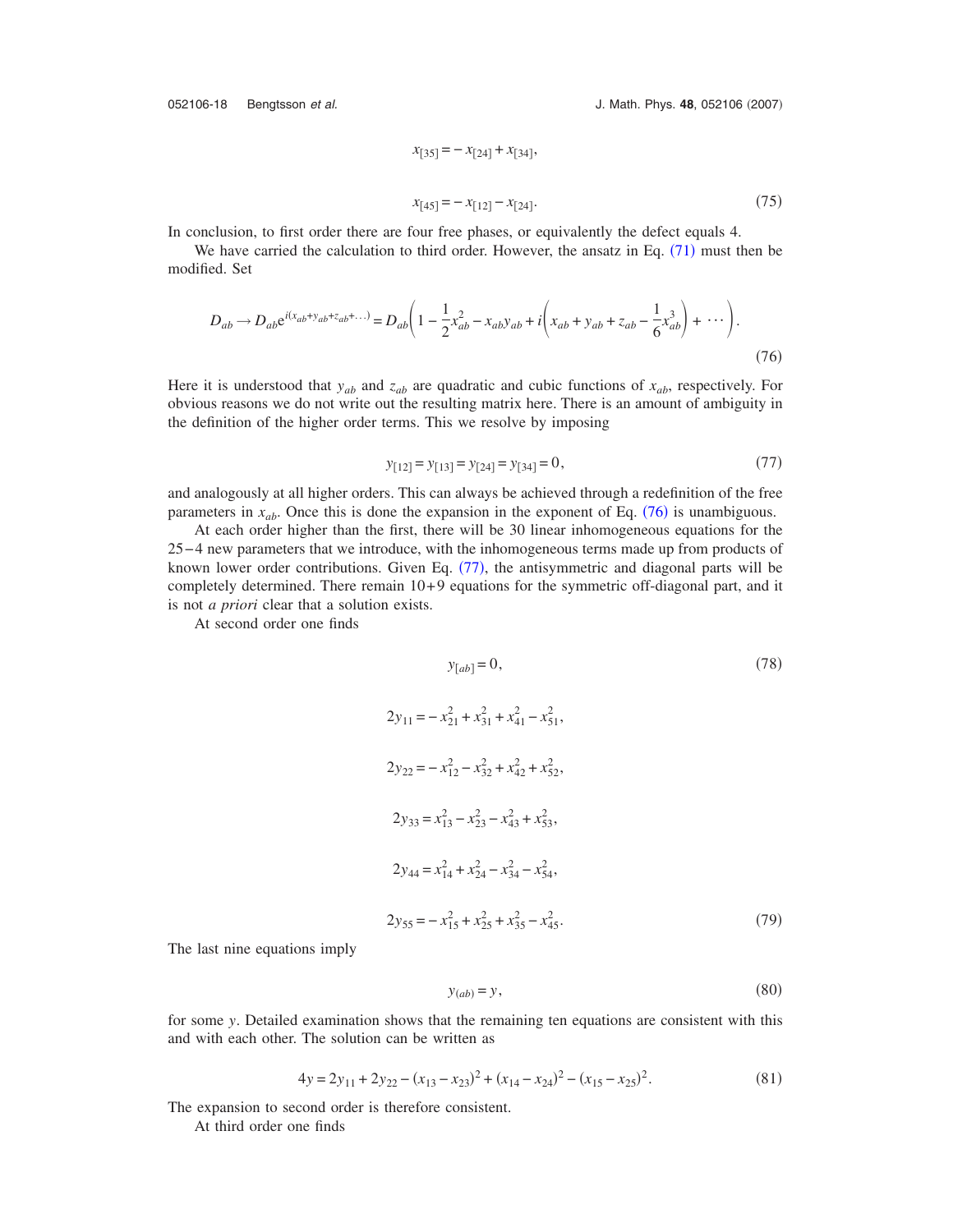$$x_{[35]} = -x_{[24]} + x_{[34]},$$

$$x_{[45]} = -x_{[12]} - x_{[24]}. \tag{75}$$

In conclusion, to first order there are four free phases, or equivalently the defect equals 4.

We have carried the calculation to third order. However, the ansatz in Eq. (71) must then be modified. Set

$$D_{ab} \to D_{ab} e^{i(x_{ab}+y_{ab}+z_{ab}+\ldots)} = D_{ab}\left(1 - \frac{1}{2}x_{ab}^2 - x_{ab}y_{ab} + i\left(x_{ab} + y_{ab} + z_{ab} - \frac{1}{6}x_{ab}^3\right) + \cdots\right). \tag{76}$$

Here it is understood that $y_{ab}$ and $z_{ab}$ are quadratic and cubic functions of $x_{ab}$, respectively. For obvious reasons we do not write out the resulting matrix here. There is an amount of ambiguity in the definition of the higher order terms. This we resolve by imposing

$$y_{[12]} = y_{[13]} = y_{[24]} = y_{[34]} = 0, \tag{77}$$

and analogously at all higher orders. This can always be achieved through a redefinition of the free parameters in $x_{ab}$. Once this is done the expansion in the exponent of Eq. (76) is unambiguous.

At each order higher than the first, there will be 30 linear inhomogeneous equations for the $25-4$ new parameters that we introduce, with the inhomogeneous terms made up from products of known lower order contributions. Given Eq. (77), the antisymmetric and diagonal parts will be completely determined. There remain $10+9$ equations for the symmetric off-diagonal part, and it is not *a priori* clear that a solution exists.

At second order one finds

$$y_{[ab]} = 0, \tag{78}$$

$$2y_{11} = -x_{21}^2 + x_{31}^2 + x_{41}^2 - x_{51}^2,$$

$$2y_{22} = -x_{12}^2 - x_{32}^2 + x_{42}^2 + x_{52}^2,$$

$$2y_{33} = x_{13}^2 - x_{23}^2 - x_{43}^2 + x_{53}^2,$$

$$2y_{44} = x_{14}^2 + x_{24}^2 - x_{34}^2 - x_{54}^2,$$

$$2y_{55} = -x_{15}^2 + x_{25}^2 + x_{35}^2 - x_{45}^2. \tag{79}$$

The last nine equations imply

$$y_{(ab)} = y, \tag{80}$$

for some $y$. Detailed examination shows that the remaining ten equations are consistent with this and with each other. The solution can be written as

$$4y = 2y_{11} + 2y_{22} - (x_{13} - x_{23})^2 + (x_{14} - x_{24})^2 - (x_{15} - x_{25})^2. \tag{81}$$

The expansion to second order is therefore consistent.

At third order one finds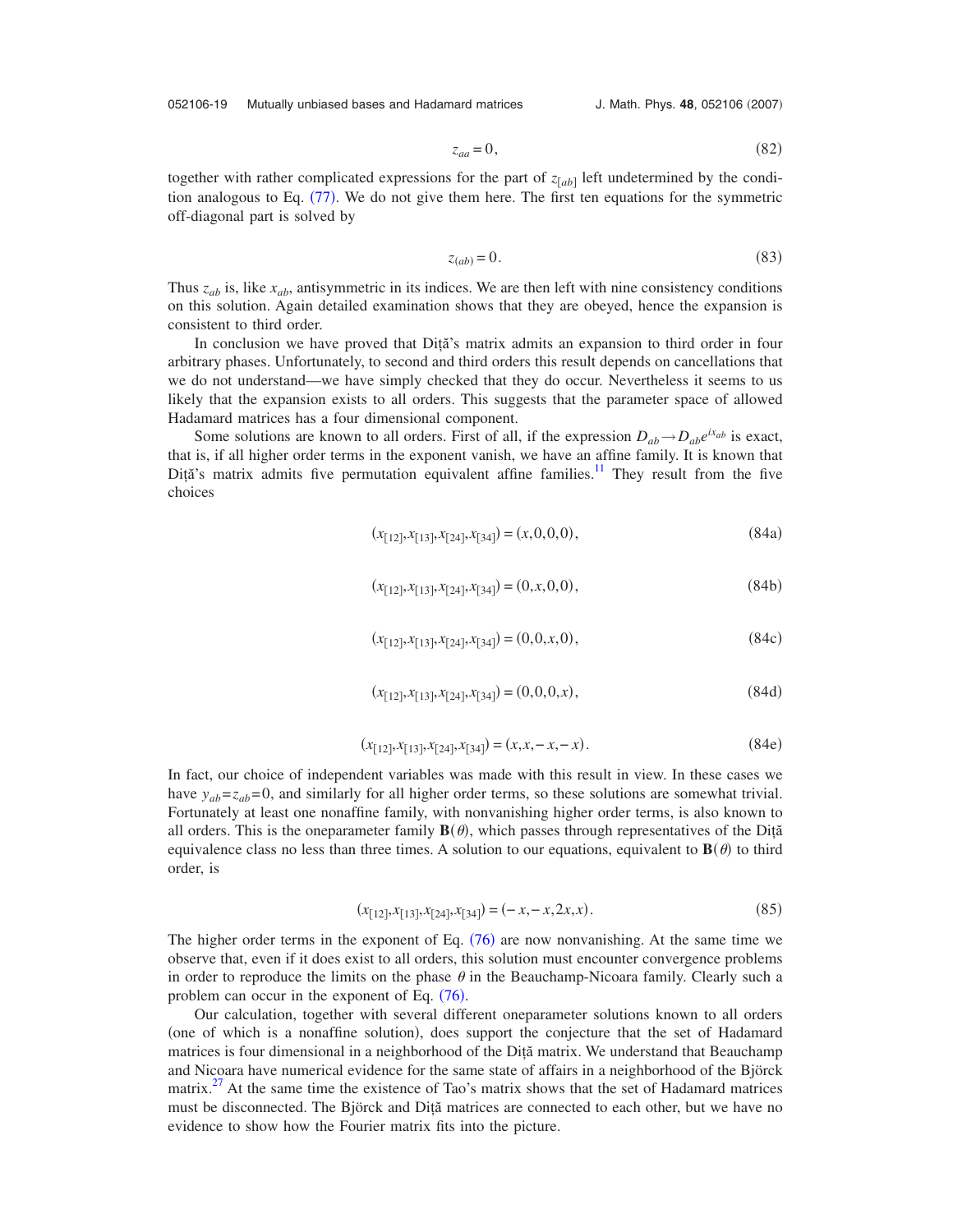$$z_{aa} = 0, \tag{82}$$

together with rather complicated expressions for the part of $z_{[ab]}$ left undetermined by the condition analogous to Eq. (77). We do not give them here. The first ten equations for the symmetric off-diagonal part is solved by

$$z_{(ab)} = 0. \tag{83}$$

Thus $z_{ab}$ is, like $x_{ab}$, antisymmetric in its indices. We are then left with nine consistency conditions on this solution. Again detailed examination shows that they are obeyed, hence the expansion is consistent to third order.

In conclusion we have proved that Diţă's matrix admits an expansion to third order in four arbitrary phases. Unfortunately, to second and third orders this result depends on cancellations that we do not understand—we have simply checked that they do occur. Nevertheless it seems to us likely that the expansion exists to all orders. This suggests that the parameter space of allowed Hadamard matrices has a four dimensional component.

Some solutions are known to all orders. First of all, if the expression $D_{ab} \to D_{ab}e^{ix_{ab}}$ is exact, that is, if all higher order terms in the exponent vanish, we have an affine family. It is known that Diţă's matrix admits five permutation equivalent affine families.[11] They result from the five choices

$$(x_{[12]}, x_{[13]}, x_{[24]}, x_{[34]}) = (x, 0, 0, 0), \tag{84a}$$

$$(x_{[12]}, x_{[13]}, x_{[24]}, x_{[34]}) = (0, x, 0, 0), \tag{84b}$$

$$(x_{[12]}, x_{[13]}, x_{[24]}, x_{[34]}) = (0, 0, x, 0), \tag{84c}$$

$$(x_{[12]}, x_{[13]}, x_{[24]}, x_{[34]}) = (0, 0, 0, x), \tag{84d}$$

$$(x_{[12]}, x_{[13]}, x_{[24]}, x_{[34]}) = (x, x, -x, -x). \tag{84e}$$

In fact, our choice of independent variables was made with this result in view. In these cases we have $y_{ab} = z_{ab} = 0$, and similarly for all higher order terms, so these solutions are somewhat trivial. Fortunately at least one nonaffine family, with nonvanishing higher order terms, is also known to all orders. This is the oneparameter family $\mathbf{B}(\theta)$, which passes through representatives of the Diţă equivalence class no less than three times. A solution to our equations, equivalent to $\mathbf{B}(\theta)$ to third order, is

$$(x_{[12]}, x_{[13]}, x_{[24]}, x_{[34]}) = (-x, -x, 2x, x). \tag{85}$$

The higher order terms in the exponent of Eq. (76) are now nonvanishing. At the same time we observe that, even if it does exist to all orders, this solution must encounter convergence problems in order to reproduce the limits on the phase $\theta$ in the Beauchamp-Nicoara family. Clearly such a problem can occur in the exponent of Eq. (76).

Our calculation, together with several different oneparameter solutions known to all orders (one of which is a nonaffine solution), does support the conjecture that the set of Hadamard matrices is four dimensional in a neighborhood of the Diţă matrix. We understand that Beauchamp and Nicoara have numerical evidence for the same state of affairs in a neighborhood of the Björck matrix.[27] At the same time the existence of Tao's matrix shows that the set of Hadamard matrices must be disconnected. The Björck and Diţă matrices are connected to each other, but we have no evidence to show how the Fourier matrix fits into the picture.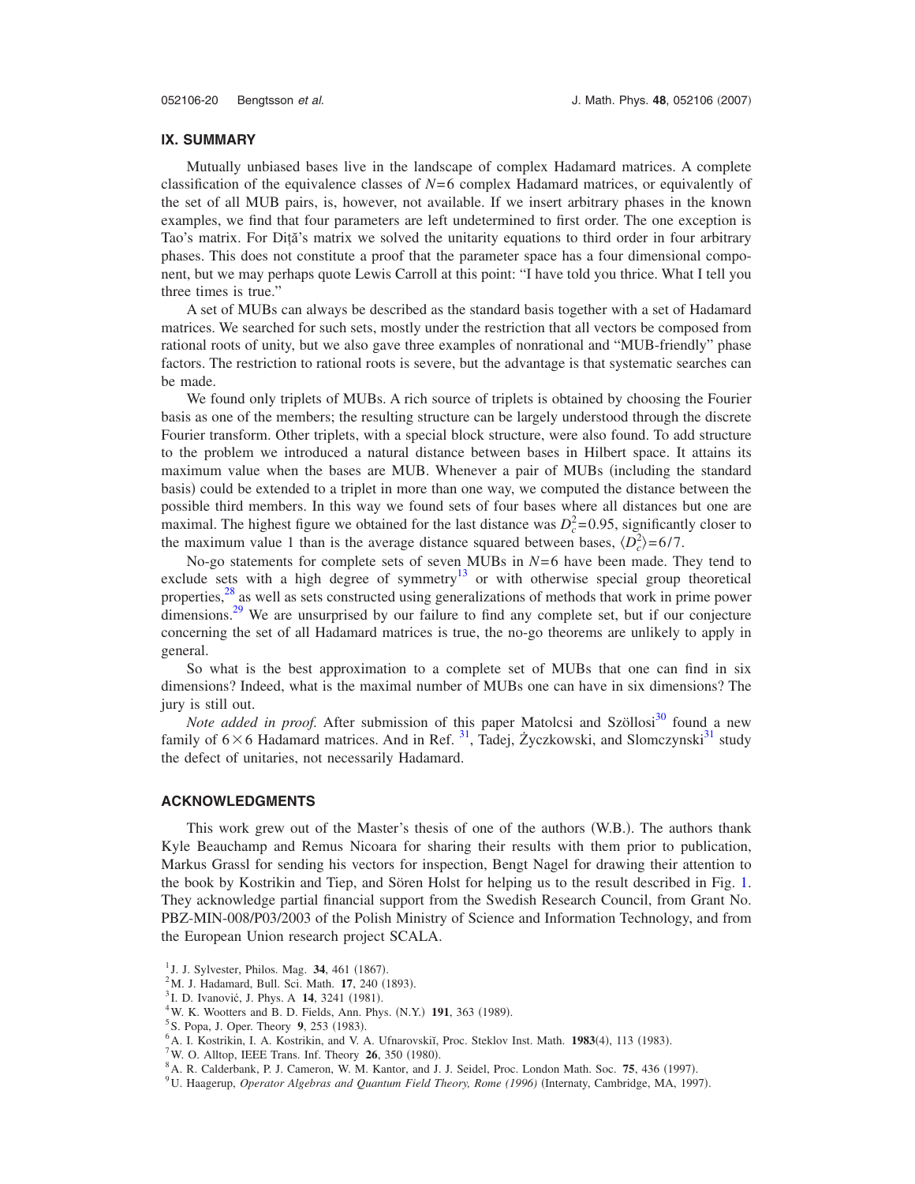## IX. SUMMARY

Mutually unbiased bases live in the landscape of complex Hadamard matrices. A complete classification of the equivalence classes of $N=6$ complex Hadamard matrices, or equivalently of the set of all MUB pairs, is, however, not available. If we insert arbitrary phases in the known examples, we find that four parameters are left undetermined to first order. The one exception is Tao's matrix. For Diţă's matrix we solved the unitarity equations to third order in four arbitrary phases. This does not constitute a proof that the parameter space has a four dimensional component, but we may perhaps quote Lewis Carroll at this point: "I have told you thrice. What I tell you three times is true."

A set of MUBs can always be described as the standard basis together with a set of Hadamard matrices. We searched for such sets, mostly under the restriction that all vectors be composed from rational roots of unity, but we also gave three examples of nonrational and "MUB-friendly" phase factors. The restriction to rational roots is severe, but the advantage is that systematic searches can be made.

We found only triplets of MUBs. A rich source of triplets is obtained by choosing the Fourier basis as one of the members; the resulting structure can be largely understood through the discrete Fourier transform. Other triplets, with a special block structure, were also found. To add structure to the problem we introduced a natural distance between bases in Hilbert space. It attains its maximum value when the bases are MUB. Whenever a pair of MUBs (including the standard basis) could be extended to a triplet in more than one way, we computed the distance between the possible third members. In this way we found sets of four bases where all distances but one are maximal. The highest figure we obtained for the last distance was $D_c^2=0.95$, significantly closer to the maximum value 1 than is the average distance squared between bases, $\langle D_c^2\rangle=6/7$.

No-go statements for complete sets of seven MUBs in $N=6$ have been made. They tend to exclude sets with a high degree of symmetry[13] or with otherwise special group theoretical properties,[28] as well as sets constructed using generalizations of methods that work in prime power dimensions.[29] We are unsurprised by our failure to find any complete set, but if our conjecture concerning the set of all Hadamard matrices is true, the no-go theorems are unlikely to apply in general.

So what is the best approximation to a complete set of MUBs that one can find in six dimensions? Indeed, what is the maximal number of MUBs one can have in six dimensions? The jury is still out.

*Note added in proof.* After submission of this paper Matolcsi and Szöllosi[30] found a new family of $6\times 6$ Hadamard matrices. And in Ref. [31], Tadej, Życzkowski, and Slomczynski[31] study the defect of unitaries, not necessarily Hadamard.

## ACKNOWLEDGMENTS

This work grew out of the Master's thesis of one of the authors (W.B.). The authors thank Kyle Beauchamp and Remus Nicoara for sharing their results with them prior to publication, Markus Grassl for sending his vectors for inspection, Bengt Nagel for drawing their attention to the book by Kostrikin and Tiep, and Sören Holst for helping us to the result described in Fig. 1. They acknowledge partial financial support from the Swedish Research Council, from Grant No. PBZ-MIN-008/P03/2003 of the Polish Ministry of Science and Information Technology, and from the European Union research project SCALA.

[1] J. J. Sylvester, Philos. Mag. **34**, 461 (1867).
[2] M. J. Hadamard, Bull. Sci. Math. **17**, 240 (1893).
[3] I. D. Ivanović, J. Phys. A **14**, 3241 (1981).
[4] W. K. Wootters and B. D. Fields, Ann. Phys. (N.Y.) **191**, 363 (1989).
[5] S. Popa, J. Oper. Theory **9**, 253 (1983).
[6] A. I. Kostrikin, I. A. Kostrikin, and V. A. Ufnarovskiĭ, Proc. Steklov Inst. Math. **1983**(4), 113 (1983).
[7] W. O. Alltop, IEEE Trans. Inf. Theory **26**, 350 (1980).
[8] A. R. Calderbank, P. J. Cameron, W. M. Kantor, and J. J. Seidel, Proc. London Math. Soc. **75**, 436 (1997).
[9] U. Haagerup, *Operator Algebras and Quantum Field Theory, Rome (1996)* (Internaty, Cambridge, MA, 1997).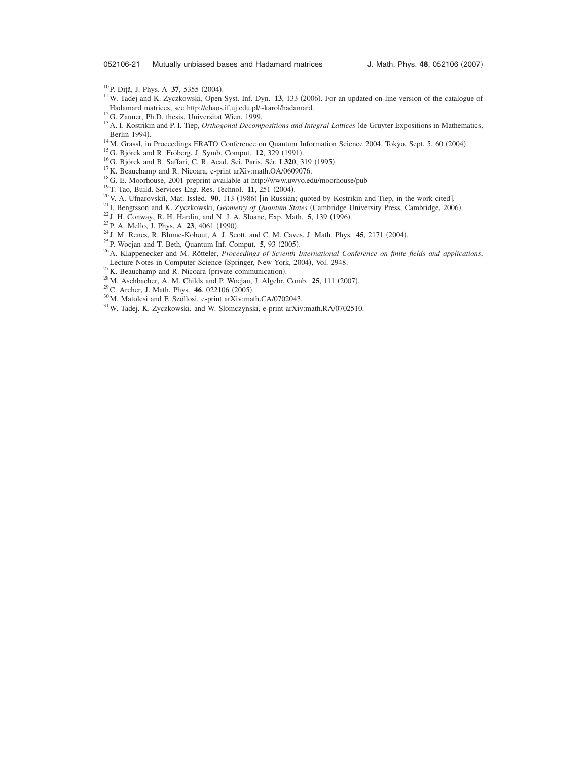[10] P. Diţă, J. Phys. A **37**, 5355 (2004).

[11] W. Tadej and K. Zyczkowski, Open Syst. Inf. Dyn. **13**, 133 (2006). For an updated on-line version of the catalogue of Hadamard matrices, see http://chaos.if.uj.edu.pl/~karol/hadamard.

[12] G. Zauner, Ph.D. thesis, Universitat Wien, 1999.

[13] A. I. Kostrikin and P. I. Tiep, *Orthogonal Decompositions and Integral Lattices* (de Gruyter Expositions in Mathematics, Berlin 1994).

[14] M. Grassl, in Proceedings ERATO Conference on Quantum Information Science 2004, Tokyo, Sept. 5, 60 (2004).

[15] G. Björck and R. Fröberg, J. Symb. Comput. **12**, 329 (1991).

[16] G. Björck and B. Saffari, C. R. Acad. Sci. Paris, Sér. I **320**, 319 (1995).

[17] K. Beauchamp and R. Nicoara, e-print arXiv:math.OA/0609076.

[18] G. E. Moorhouse, 2001 preprint available at http://www.uwyo.edu/moorhouse/pub

[19] T. Tao, Build. Services Eng. Res. Technol. **11**, 251 (2004).

[20] V. A. Ufnarovskiĭ, Mat. Issled. **90**, 113 (1986) [in Russian; quoted by Kostrikin and Tiep, in the work cited].

[21] I. Bengtsson and K. Zyczkowski, *Geometry of Quantum States* (Cambridge University Press, Cambridge, 2006).

[22] J. H. Conway, R. H. Hardin, and N. J. A. Sloane, Exp. Math. **5**, 139 (1996).

[23] P. A. Mello, J. Phys. A **23**, 4061 (1990).

[24] J. M. Renes, R. Blume-Kohout, A. J. Scott, and C. M. Caves, J. Math. Phys. **45**, 2171 (2004).

[25] P. Wocjan and T. Beth, Quantum Inf. Comput. **5**, 93 (2005).

[26] A. Klappenecker and M. Rötteler, *Proceedings of Seventh International Conference on finite fields and applications*, Lecture Notes in Computer Science (Springer, New York, 2004), Vol. 2948.

[27] K. Beauchamp and R. Nicoara (private communication).

[28] M. Aschbacher, A. M. Childs and P. Wocjan, J. Algebr. Comb. **25**, 111 (2007).

[29] C. Archer, J. Math. Phys. **46**, 022106 (2005).

[30] M. Matolcsi and F. Szöllosi, e-print arXiv:math.CA/0702043.

[31] W. Tadej, K. Zyczkowski, and W. Slomczynski, e-print arXiv:math.RA/0702510.